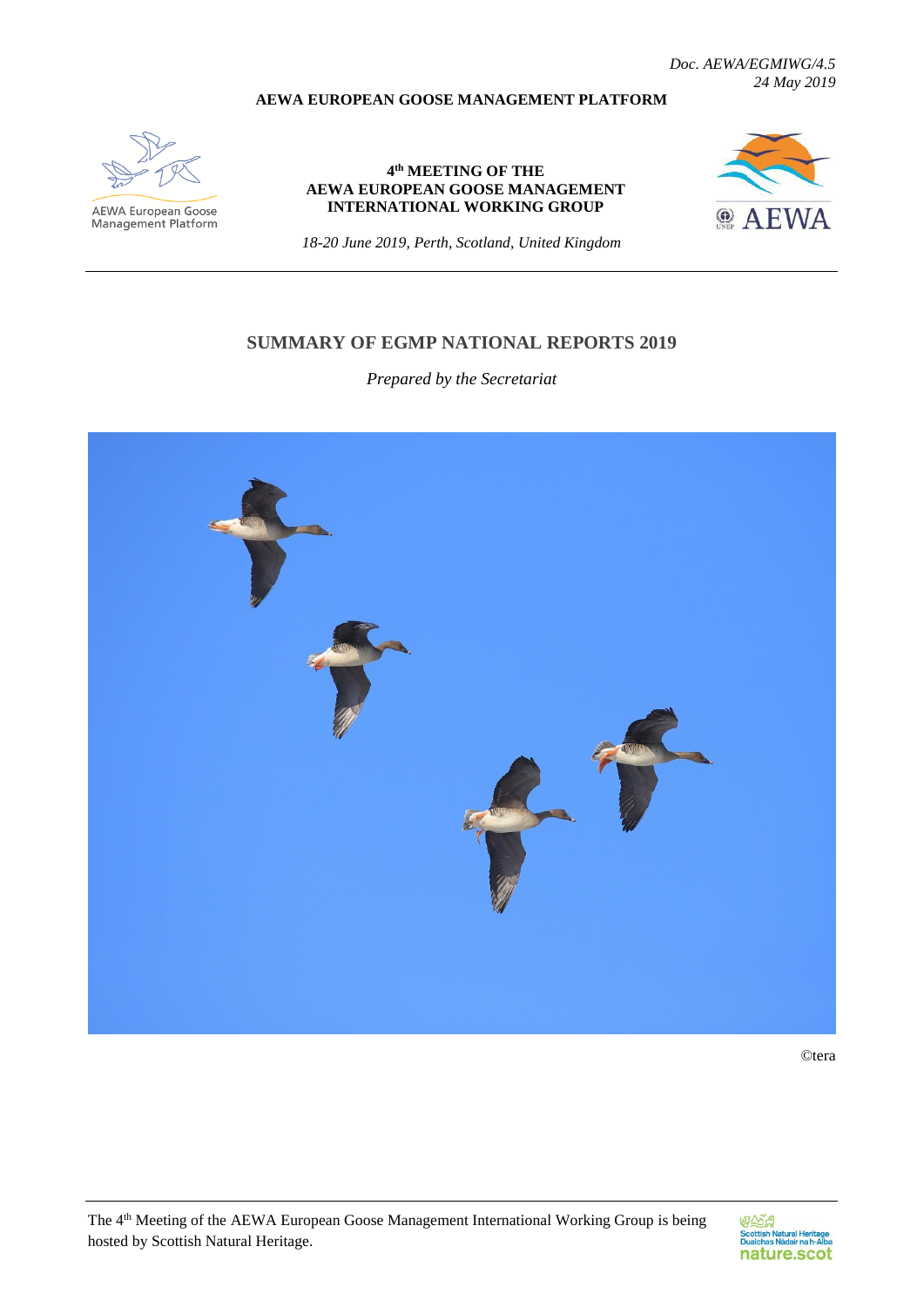*Doc. AEWA/EGMIWG/4.5*
*24 May 2019*

**AEWA EUROPEAN GOOSE MANAGEMENT PLATFORM**

AEWA European Goose Management Platform

**4th MEETING OF THE AEWA EUROPEAN GOOSE MANAGEMENT INTERNATIONAL WORKING GROUP**

*18-20 June 2019, Perth, Scotland, United Kingdom*

AEWA

## SUMMARY OF EGMP NATIONAL REPORTS 2019

*Prepared by the Secretariat*

©tera

The 4th Meeting of the AEWA European Goose Management International Working Group is being hosted by Scottish Natural Heritage.

Scottish Natural Heritage
Dualchas Nàdair na h-Alba
nature.scot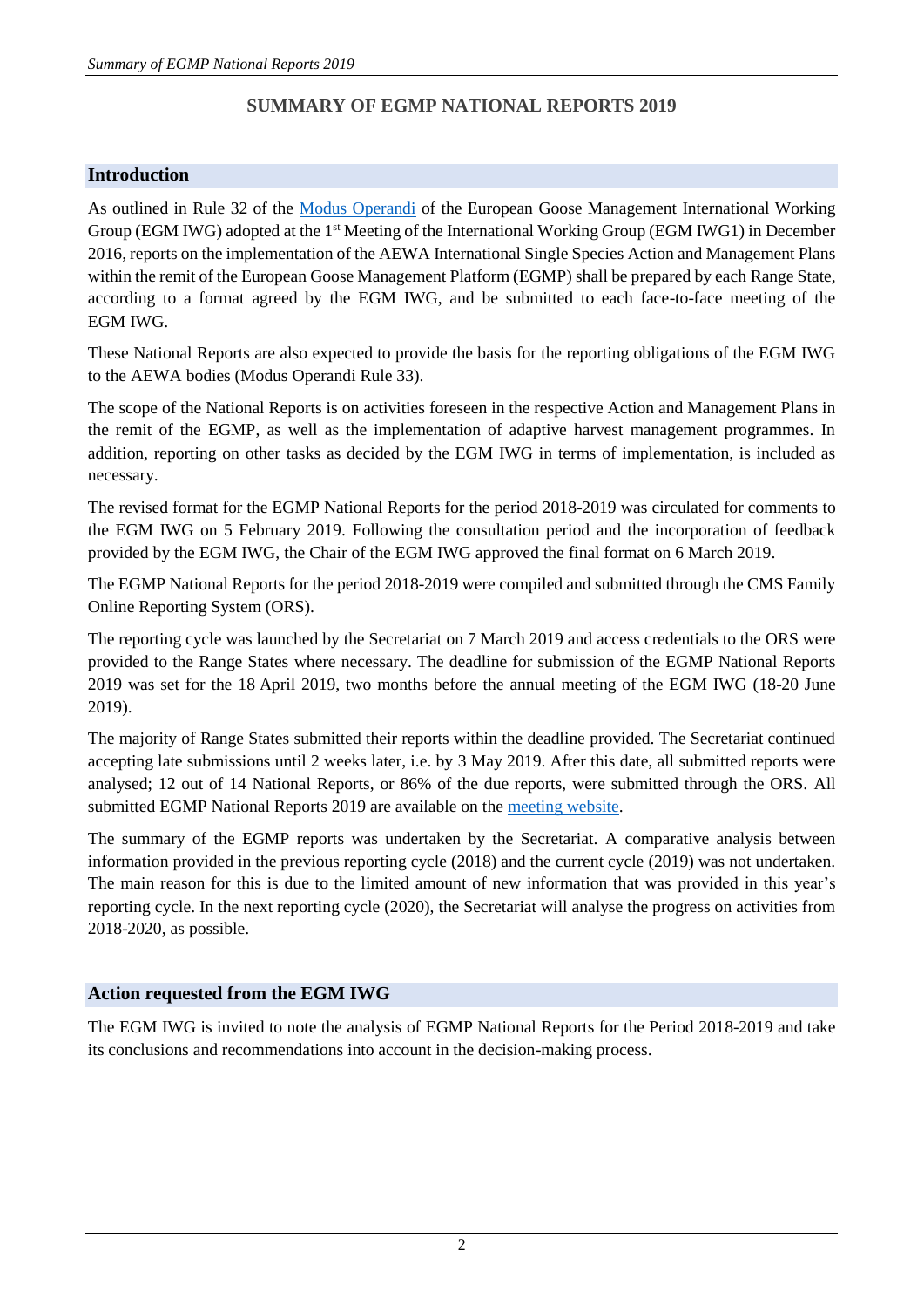# SUMMARY OF EGMP NATIONAL REPORTS 2019

## Introduction

As outlined in Rule 32 of the Modus Operandi of the European Goose Management International Working Group (EGM IWG) adopted at the 1st Meeting of the International Working Group (EGM IWG1) in December 2016, reports on the implementation of the AEWA International Single Species Action and Management Plans within the remit of the European Goose Management Platform (EGMP) shall be prepared by each Range State, according to a format agreed by the EGM IWG, and be submitted to each face-to-face meeting of the EGM IWG.

These National Reports are also expected to provide the basis for the reporting obligations of the EGM IWG to the AEWA bodies (Modus Operandi Rule 33).

The scope of the National Reports is on activities foreseen in the respective Action and Management Plans in the remit of the EGMP, as well as the implementation of adaptive harvest management programmes. In addition, reporting on other tasks as decided by the EGM IWG in terms of implementation, is included as necessary.

The revised format for the EGMP National Reports for the period 2018-2019 was circulated for comments to the EGM IWG on 5 February 2019. Following the consultation period and the incorporation of feedback provided by the EGM IWG, the Chair of the EGM IWG approved the final format on 6 March 2019.

The EGMP National Reports for the period 2018-2019 were compiled and submitted through the CMS Family Online Reporting System (ORS).

The reporting cycle was launched by the Secretariat on 7 March 2019 and access credentials to the ORS were provided to the Range States where necessary. The deadline for submission of the EGMP National Reports 2019 was set for the 18 April 2019, two months before the annual meeting of the EGM IWG (18-20 June 2019).

The majority of Range States submitted their reports within the deadline provided. The Secretariat continued accepting late submissions until 2 weeks later, i.e. by 3 May 2019. After this date, all submitted reports were analysed; 12 out of 14 National Reports, or 86% of the due reports, were submitted through the ORS. All submitted EGMP National Reports 2019 are available on the meeting website.

The summary of the EGMP reports was undertaken by the Secretariat. A comparative analysis between information provided in the previous reporting cycle (2018) and the current cycle (2019) was not undertaken. The main reason for this is due to the limited amount of new information that was provided in this year's reporting cycle. In the next reporting cycle (2020), the Secretariat will analyse the progress on activities from 2018-2020, as possible.

## Action requested from the EGM IWG

The EGM IWG is invited to note the analysis of EGMP National Reports for the Period 2018-2019 and take its conclusions and recommendations into account in the decision-making process.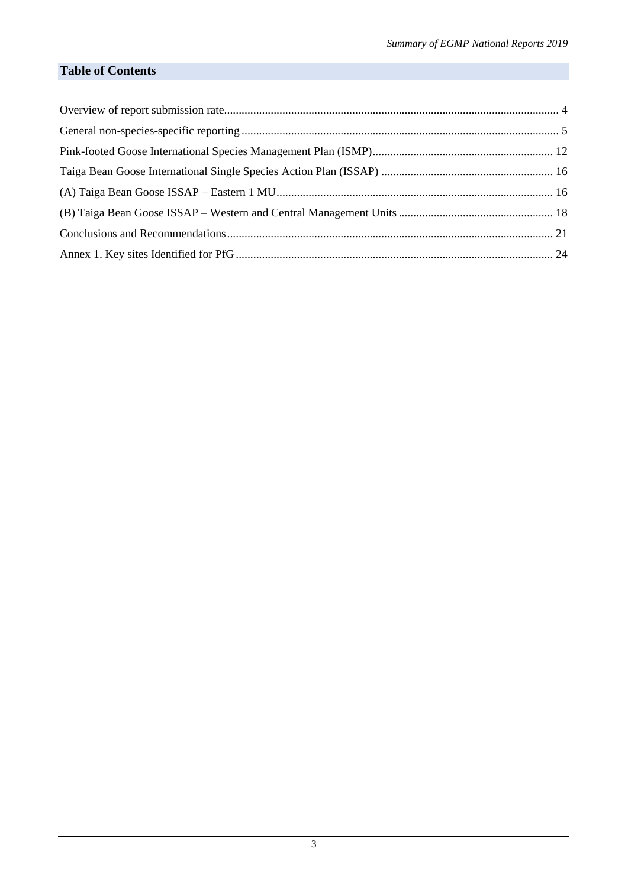## Table of Contents

Overview of report submission rate ........ 4

General non-species-specific reporting ........ 5

Pink-footed Goose International Species Management Plan (ISMP) ........ 12

Taiga Bean Goose International Single Species Action Plan (ISSAP) ........ 16

(A) Taiga Bean Goose ISSAP – Eastern 1 MU ........ 16

(B) Taiga Bean Goose ISSAP – Western and Central Management Units ........ 18

Conclusions and Recommendations ........ 21

Annex 1. Key sites Identified for PfG ........ 24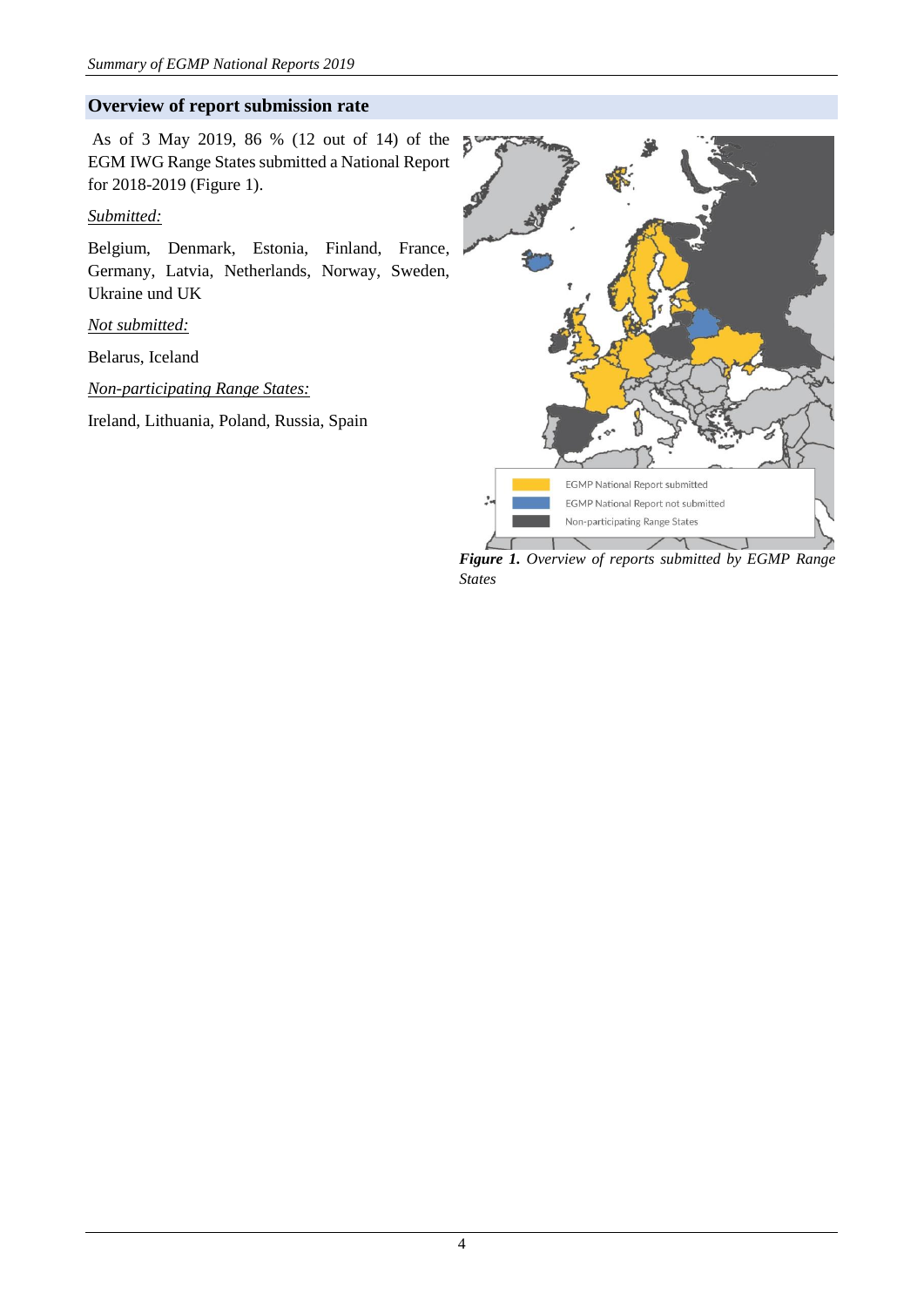## Overview of report submission rate

As of 3 May 2019, 86 % (12 out of 14) of the EGM IWG Range States submitted a National Report for 2018-2019 (Figure 1).

*Submitted:*

Belgium, Denmark, Estonia, Finland, France, Germany, Latvia, Netherlands, Norway, Sweden, Ukraine und UK

*Not submitted:*

Belarus, Iceland

*Non-participating Range States:*

Ireland, Lithuania, Poland, Russia, Spain

EGMP National Report submitted
EGMP National Report not submitted
Non-participating Range States

***Figure 1.*** *Overview of reports submitted by EGMP Range States*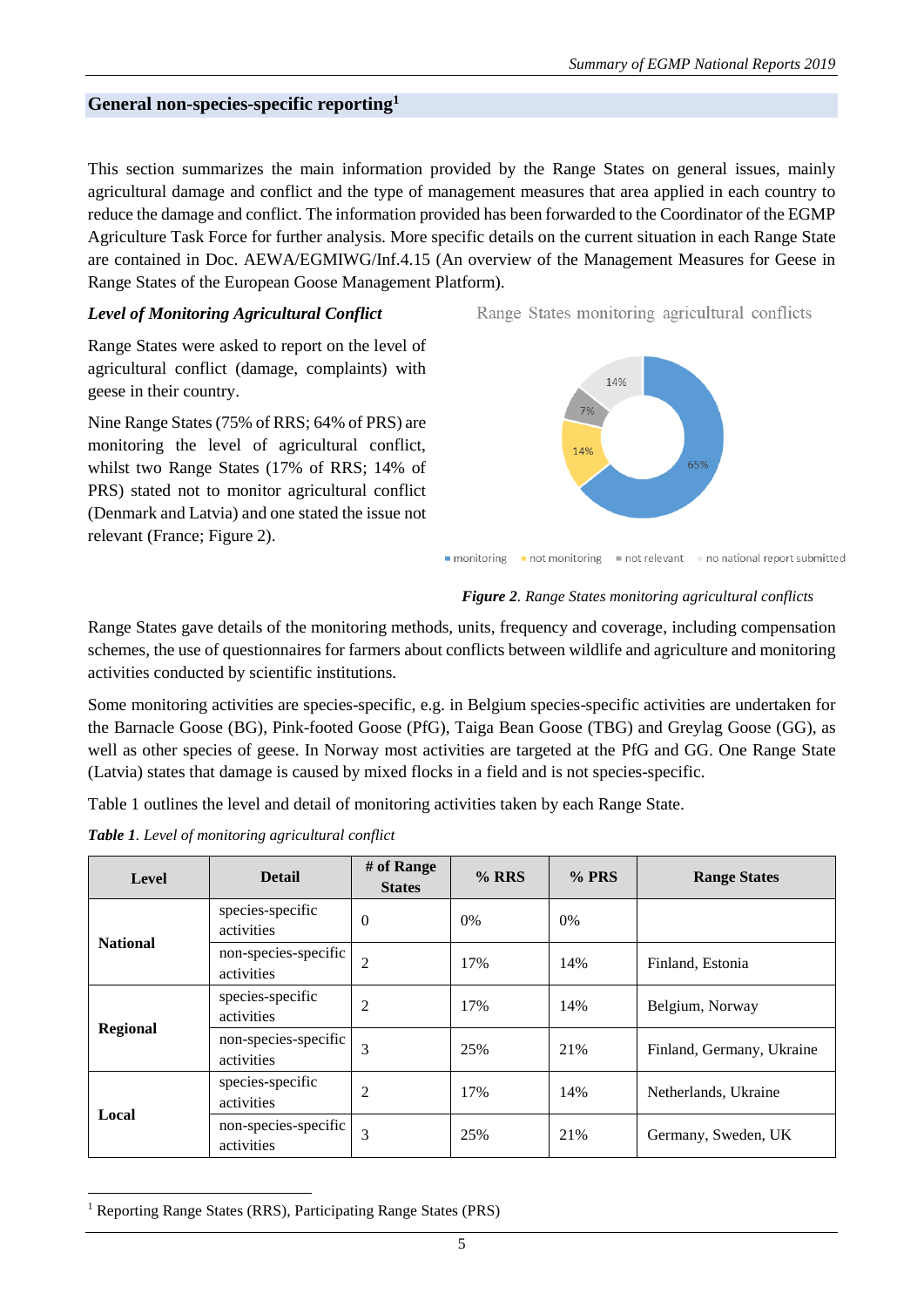## General non-species-specific reporting[1]

This section summarizes the main information provided by the Range States on general issues, mainly agricultural damage and conflict and the type of management measures that area applied in each country to reduce the damage and conflict. The information provided has been forwarded to the Coordinator of the EGMP Agriculture Task Force for further analysis. More specific details on the current situation in each Range State are contained in Doc. AEWA/EGMIWG/Inf.4.15 (An overview of the Management Measures for Geese in Range States of the European Goose Management Platform).

### *Level of Monitoring Agricultural Conflict*

Range States were asked to report on the level of agricultural conflict (damage, complaints) with geese in their country.

Nine Range States (75% of RRS; 64% of PRS) are monitoring the level of agricultural conflict, whilst two Range States (17% of RRS; 14% of PRS) stated not to monitor agricultural conflict (Denmark and Latvia) and one stated the issue not relevant (France; Figure 2).

Range States monitoring agricultural conflicts

65% monitoring; 14% not monitoring; 7% not relevant; 14% no national report submitted

***Figure 2**. Range States monitoring agricultural conflicts*

Range States gave details of the monitoring methods, units, frequency and coverage, including compensation schemes, the use of questionnaires for farmers about conflicts between wildlife and agriculture and monitoring activities conducted by scientific institutions.

Some monitoring activities are species-specific, e.g. in Belgium species-specific activities are undertaken for the Barnacle Goose (BG), Pink-footed Goose (PfG), Taiga Bean Goose (TBG) and Greylag Goose (GG), as well as other species of geese. In Norway most activities are targeted at the PfG and GG. One Range State (Latvia) states that damage is caused by mixed flocks in a field and is not species-specific.

Table 1 outlines the level and detail of monitoring activities taken by each Range State.

***Table 1**. Level of monitoring agricultural conflict*

| Level | Detail | # of Range States | % RRS | % PRS | Range States |
|---|---|---|---|---|---|
| National | species-specific activities | 0 | 0% | 0% | |
| | non-species-specific activities | 2 | 17% | 14% | Finland, Estonia |
| Regional | species-specific activities | 2 | 17% | 14% | Belgium, Norway |
| | non-species-specific activities | 3 | 25% | 21% | Finland, Germany, Ukraine |
| Local | species-specific activities | 2 | 17% | 14% | Netherlands, Ukraine |
| | non-species-specific activities | 3 | 25% | 21% | Germany, Sweden, UK |

[1] Reporting Range States (RRS), Participating Range States (PRS)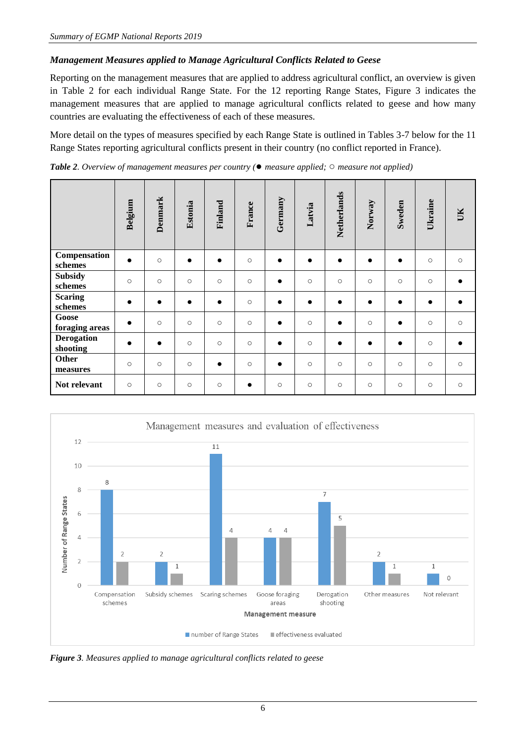***Management Measures applied to Manage Agricultural Conflicts Related to Geese***

Reporting on the management measures that are applied to address agricultural conflict, an overview is given in Table 2 for each individual Range State. For the 12 reporting Range States, Figure 3 indicates the management measures that are applied to manage agricultural conflicts related to geese and how many countries are evaluating the effectiveness of each of these measures.

More detail on the types of measures specified by each Range State is outlined in Tables 3-7 below for the 11 Range States reporting agricultural conflicts present in their country (no conflict reported in France).

***Table 2**. Overview of management measures per country (● measure applied; ○ measure not applied)*

| | **Belgium** | **Denmark** | **Estonia** | **Finland** | **France** | **Germany** | **Latvia** | **Netherlands** | **Norway** | **Sweden** | **Ukraine** | **UK** |
|---|---|---|---|---|---|---|---|---|---|---|---|---|
| **Compensation schemes** | ● | ○ | ● | ● | ○ | ● | ● | ● | ● | ● | ○ | ○ |
| **Subsidy schemes** | ○ | ○ | ○ | ○ | ○ | ● | ○ | ○ | ○ | ○ | ○ | ● |
| **Scaring schemes** | ● | ● | ● | ● | ○ | ● | ● | ● | ● | ● | ● | ● |
| **Goose foraging areas** | ● | ○ | ○ | ○ | ○ | ● | ○ | ● | ○ | ● | ○ | ○ |
| **Derogation shooting** | ● | ● | ○ | ○ | ○ | ● | ○ | ● | ● | ● | ○ | ● |
| **Other measures** | ○ | ○ | ○ | ● | ○ | ● | ○ | ○ | ○ | ○ | ○ | ○ |
| **Not relevant** | ○ | ○ | ○ | ○ | ● | ○ | ○ | ○ | ○ | ○ | ○ | ○ |

Management measures and evaluation of effectiveness

| Management measure | number of Range States | effectiveness evaluated |
|---|---|---|
| Compensation schemes | 8 | 2 |
| Subsidy schemes | 2 | 1 |
| Scaring schemes | 11 | 4 |
| Goose foraging areas | 4 | 4 |
| Derogation shooting | 7 | 5 |
| Other measures | 2 | 1 |
| Not relevant | 1 | 0 |

***Figure 3**. Measures applied to manage agricultural conflicts related to geese*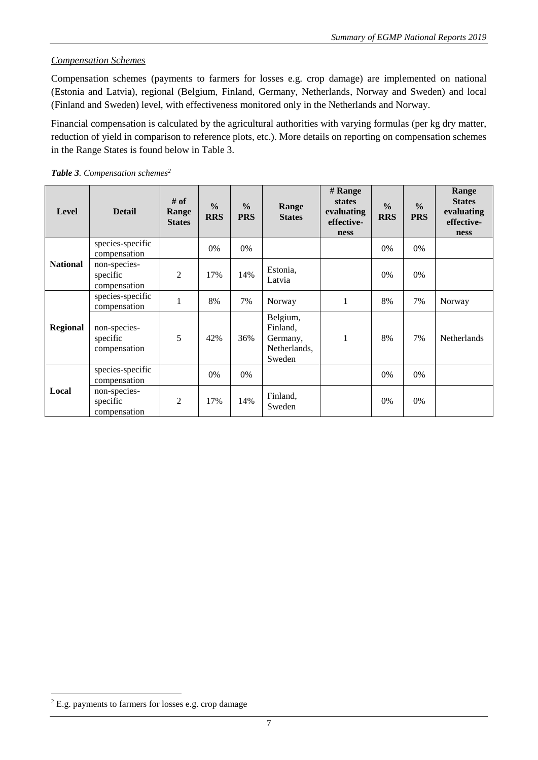*Compensation Schemes*

Compensation schemes (payments to farmers for losses e.g. crop damage) are implemented on national (Estonia and Latvia), regional (Belgium, Finland, Germany, Netherlands, Norway and Sweden) and local (Finland and Sweden) level, with effectiveness monitored only in the Netherlands and Norway.

Financial compensation is calculated by the agricultural authorities with varying formulas (per kg dry matter, reduction of yield in comparison to reference plots, etc.). More details on reporting on compensation schemes in the Range States is found below in Table 3.

***Table 3**. Compensation schemes*[2]

| Level | Detail | # of Range States | % RRS | % PRS | Range States | # Range states evaluating effective-ness | % RRS | % PRS | Range States evaluating effective-ness |
|---|---|---|---|---|---|---|---|---|---|
| National | species-specific compensation | | 0% | 0% | | | 0% | 0% | |
| | non-species-specific compensation | 2 | 17% | 14% | Estonia, Latvia | | 0% | 0% | |
| Regional | species-specific compensation | 1 | 8% | 7% | Norway | 1 | 8% | 7% | Norway |
| | non-species-specific compensation | 5 | 42% | 36% | Belgium, Finland, Germany, Netherlands, Sweden | 1 | 8% | 7% | Netherlands |
| Local | species-specific compensation | | 0% | 0% | | | 0% | 0% | |
| | non-species-specific compensation | 2 | 17% | 14% | Finland, Sweden | | 0% | 0% | |

[2] E.g. payments to farmers for losses e.g. crop damage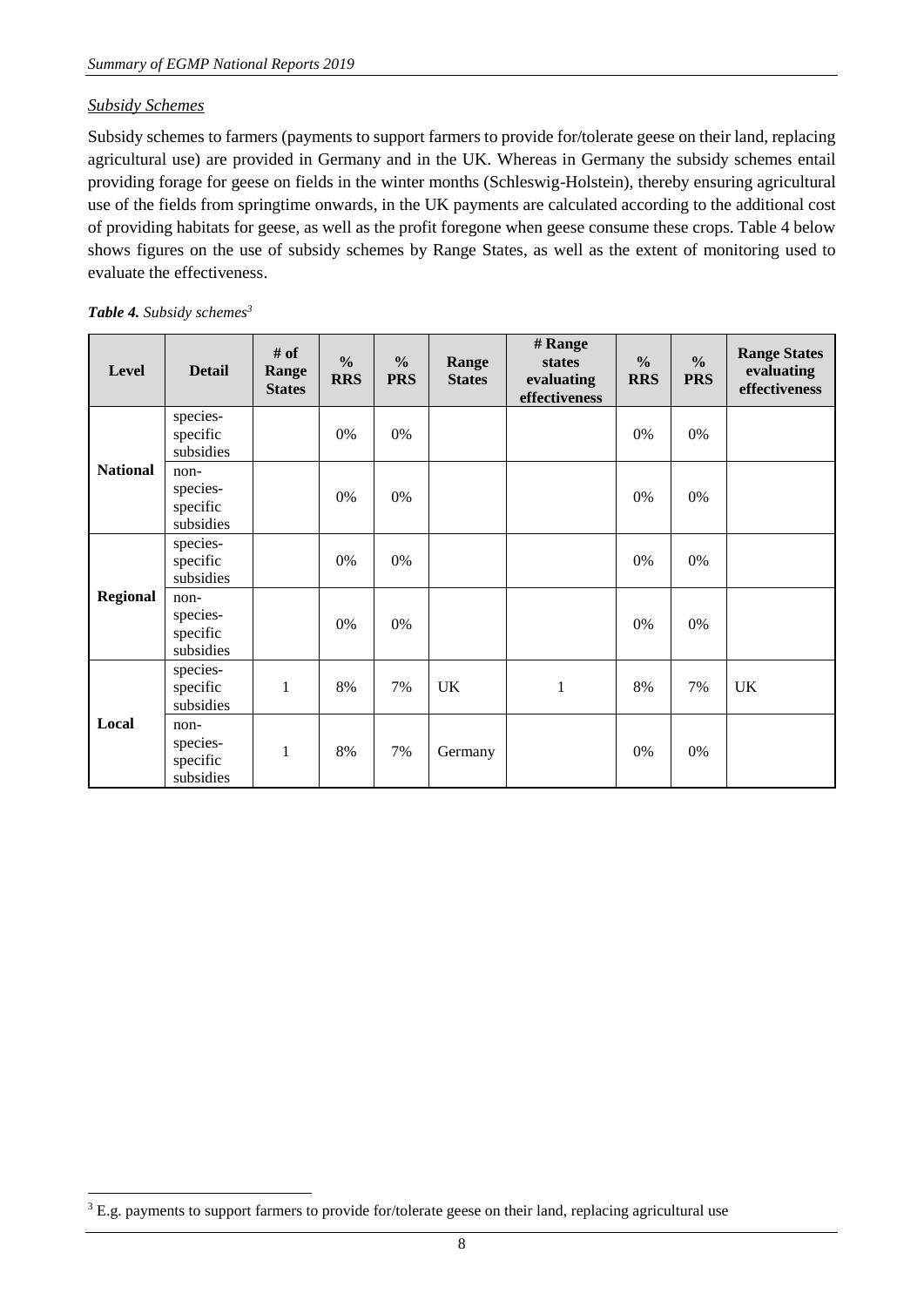*Subsidy Schemes*

Subsidy schemes to farmers (payments to support farmers to provide for/tolerate geese on their land, replacing agricultural use) are provided in Germany and in the UK. Whereas in Germany the subsidy schemes entail providing forage for geese on fields in the winter months (Schleswig-Holstein), thereby ensuring agricultural use of the fields from springtime onwards, in the UK payments are calculated according to the additional cost of providing habitats for geese, as well as the profit foregone when geese consume these crops. Table 4 below shows figures on the use of subsidy schemes by Range States, as well as the extent of monitoring used to evaluate the effectiveness.

***Table 4.*** *Subsidy schemes*[3]

| Level | Detail | # of Range States | % RRS | % PRS | Range States | # Range states evaluating effectiveness | % RRS | % PRS | Range States evaluating effectiveness |
|---|---|---|---|---|---|---|---|---|---|
| **National** | species-specific subsidies | | 0% | 0% | | | 0% | 0% | |
| | non-species-specific subsidies | | 0% | 0% | | | 0% | 0% | |
| **Regional** | species-specific subsidies | | 0% | 0% | | | 0% | 0% | |
| | non-species-specific subsidies | | 0% | 0% | | | 0% | 0% | |
| **Local** | species-specific subsidies | 1 | 8% | 7% | UK | 1 | 8% | 7% | UK |
| | non-species-specific subsidies | 1 | 8% | 7% | Germany | | 0% | 0% | |

[3] E.g. payments to support farmers to provide for/tolerate geese on their land, replacing agricultural use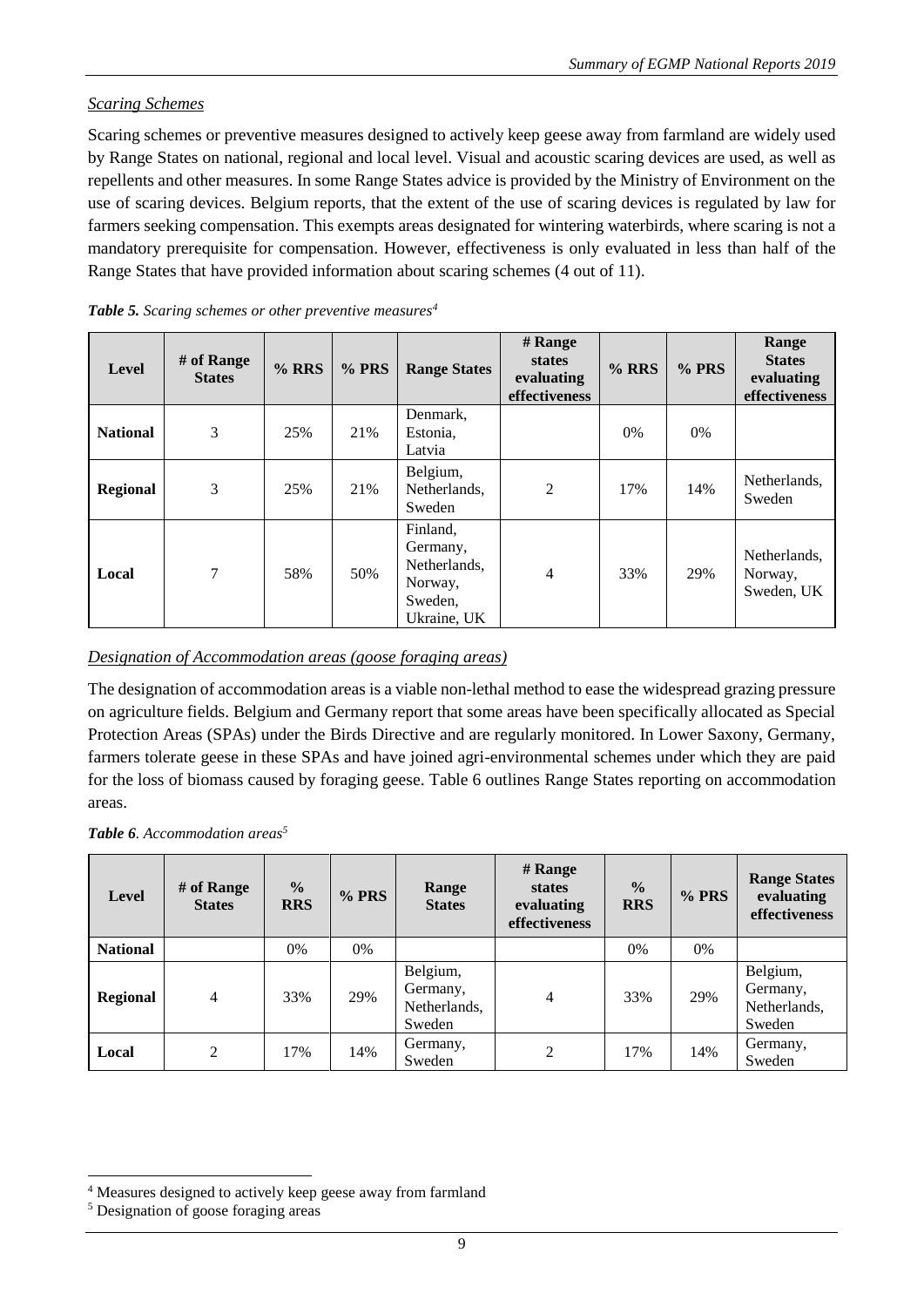*Scaring Schemes*

Scaring schemes or preventive measures designed to actively keep geese away from farmland are widely used by Range States on national, regional and local level. Visual and acoustic scaring devices are used, as well as repellents and other measures. In some Range States advice is provided by the Ministry of Environment on the use of scaring devices. Belgium reports, that the extent of the use of scaring devices is regulated by law for farmers seeking compensation. This exempts areas designated for wintering waterbirds, where scaring is not a mandatory prerequisite for compensation. However, effectiveness is only evaluated in less than half of the Range States that have provided information about scaring schemes (4 out of 11).

***Table 5.*** *Scaring schemes or other preventive measures*[4]

| Level | # of Range States | % RRS | % PRS | Range States | # Range states evaluating effectiveness | % RRS | % PRS | Range States evaluating effectiveness |
|---|---|---|---|---|---|---|---|---|
| **National** | 3 | 25% | 21% | Denmark, Estonia, Latvia | | 0% | 0% | |
| **Regional** | 3 | 25% | 21% | Belgium, Netherlands, Sweden | 2 | 17% | 14% | Netherlands, Sweden |
| **Local** | 7 | 58% | 50% | Finland, Germany, Netherlands, Norway, Sweden, Ukraine, UK | 4 | 33% | 29% | Netherlands, Norway, Sweden, UK |

*Designation of Accommodation areas (goose foraging areas)*

The designation of accommodation areas is a viable non-lethal method to ease the widespread grazing pressure on agriculture fields. Belgium and Germany report that some areas have been specifically allocated as Special Protection Areas (SPAs) under the Birds Directive and are regularly monitored. In Lower Saxony, Germany, farmers tolerate geese in these SPAs and have joined agri-environmental schemes under which they are paid for the loss of biomass caused by foraging geese. Table 6 outlines Range States reporting on accommodation areas.

***Table 6****. Accommodation areas*[5]

| Level | # of Range States | % RRS | % PRS | Range States | # Range states evaluating effectiveness | % RRS | % PRS | Range States evaluating effectiveness |
|---|---|---|---|---|---|---|---|---|
| **National** | | 0% | 0% | | | 0% | 0% | |
| **Regional** | 4 | 33% | 29% | Belgium, Germany, Netherlands, Sweden | 4 | 33% | 29% | Belgium, Germany, Netherlands, Sweden |
| **Local** | 2 | 17% | 14% | Germany, Sweden | 2 | 17% | 14% | Germany, Sweden |

[4] Measures designed to actively keep geese away from farmland

[5] Designation of goose foraging areas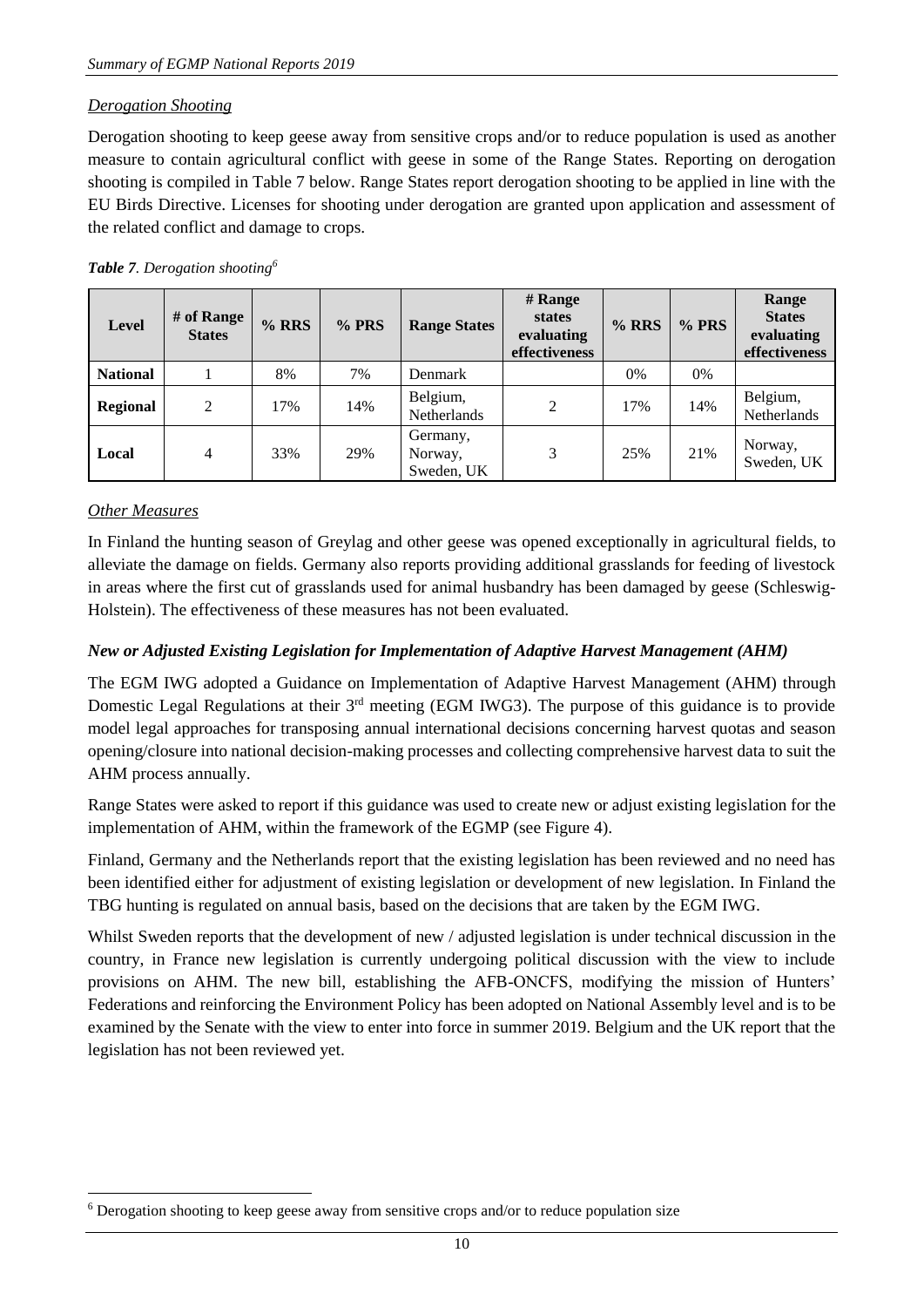*Derogation Shooting*

Derogation shooting to keep geese away from sensitive crops and/or to reduce population is used as another measure to contain agricultural conflict with geese in some of the Range States. Reporting on derogation shooting is compiled in Table 7 below. Range States report derogation shooting to be applied in line with the EU Birds Directive. Licenses for shooting under derogation are granted upon application and assessment of the related conflict and damage to crops.

***Table 7**. Derogation shooting*[6]

| Level | # of Range States | % RRS | % PRS | Range States | # Range states evaluating effectiveness | % RRS | % PRS | Range States evaluating effectiveness |
|---|---|---|---|---|---|---|---|---|
| **National** | 1 | 8% | 7% | Denmark | | 0% | 0% | |
| **Regional** | 2 | 17% | 14% | Belgium, Netherlands | 2 | 17% | 14% | Belgium, Netherlands |
| **Local** | 4 | 33% | 29% | Germany, Norway, Sweden, UK | 3 | 25% | 21% | Norway, Sweden, UK |

*Other Measures*

In Finland the hunting season of Greylag and other geese was opened exceptionally in agricultural fields, to alleviate the damage on fields. Germany also reports providing additional grasslands for feeding of livestock in areas where the first cut of grasslands used for animal husbandry has been damaged by geese (Schleswig-Holstein). The effectiveness of these measures has not been evaluated.

### *New or Adjusted Existing Legislation for Implementation of Adaptive Harvest Management (AHM)*

The EGM IWG adopted a Guidance on Implementation of Adaptive Harvest Management (AHM) through Domestic Legal Regulations at their 3rd meeting (EGM IWG3). The purpose of this guidance is to provide model legal approaches for transposing annual international decisions concerning harvest quotas and season opening/closure into national decision-making processes and collecting comprehensive harvest data to suit the AHM process annually.

Range States were asked to report if this guidance was used to create new or adjust existing legislation for the implementation of AHM, within the framework of the EGMP (see Figure 4).

Finland, Germany and the Netherlands report that the existing legislation has been reviewed and no need has been identified either for adjustment of existing legislation or development of new legislation. In Finland the TBG hunting is regulated on annual basis, based on the decisions that are taken by the EGM IWG.

Whilst Sweden reports that the development of new / adjusted legislation is under technical discussion in the country, in France new legislation is currently undergoing political discussion with the view to include provisions on AHM. The new bill, establishing the AFB-ONCFS, modifying the mission of Hunters' Federations and reinforcing the Environment Policy has been adopted on National Assembly level and is to be examined by the Senate with the view to enter into force in summer 2019. Belgium and the UK report that the legislation has not been reviewed yet.

[6] Derogation shooting to keep geese away from sensitive crops and/or to reduce population size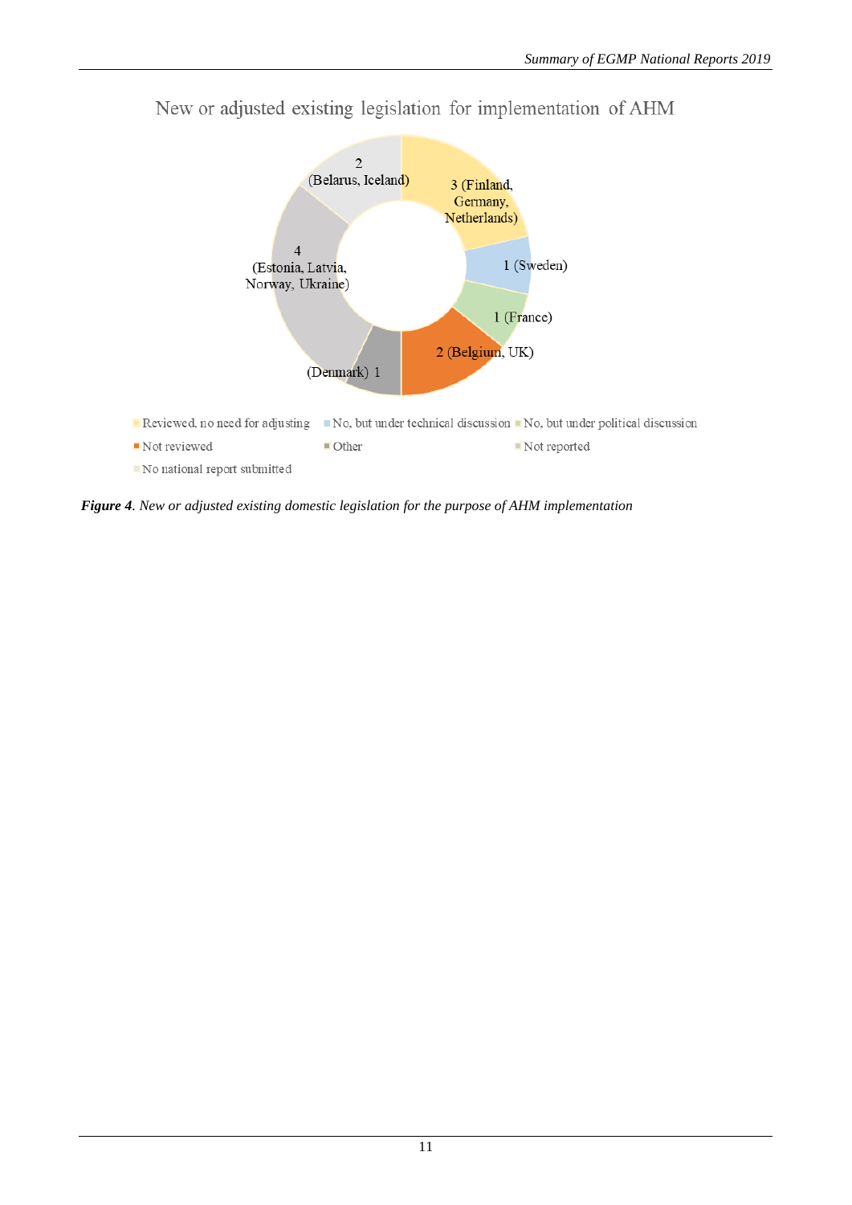New or adjusted existing legislation for implementation of AHM

- Reviewed, no need for adjusting: 3 (Finland, Germany, Netherlands)
- No, but under technical discussion: 1 (Sweden)
- No, but under political discussion: 1 (France)
- Not reviewed: 2 (Belgium, UK)
- Other: (Denmark) 1
- Not reported: 4 (Estonia, Latvia, Norway, Ukraine)
- No national report submitted: 2 (Belarus, Iceland)

***Figure 4****. New or adjusted existing domestic legislation for the purpose of AHM implementation*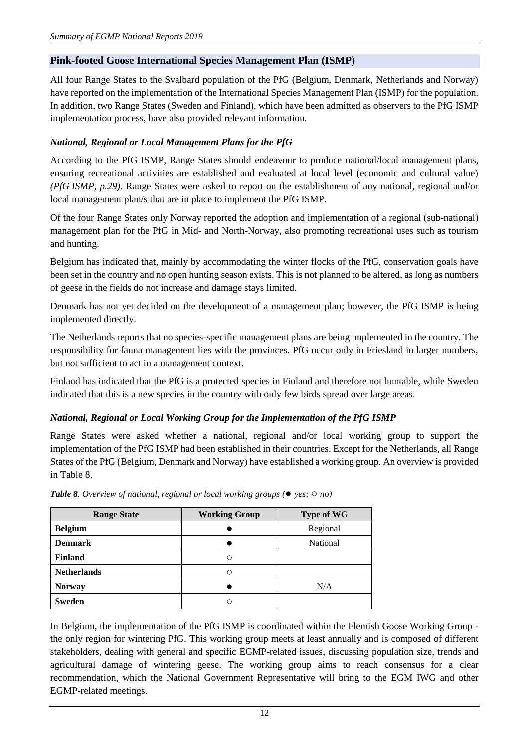## Pink-footed Goose International Species Management Plan (ISMP)

All four Range States to the Svalbard population of the PfG (Belgium, Denmark, Netherlands and Norway) have reported on the implementation of the International Species Management Plan (ISMP) for the population. In addition, two Range States (Sweden and Finland), which have been admitted as observers to the PfG ISMP implementation process, have also provided relevant information.

### *National, Regional or Local Management Plans for the PfG*

According to the PfG ISMP, Range States should endeavour to produce national/local management plans, ensuring recreational activities are established and evaluated at local level (economic and cultural value) *(PfG ISMP, p.29)*. Range States were asked to report on the establishment of any national, regional and/or local management plan/s that are in place to implement the PfG ISMP.

Of the four Range States only Norway reported the adoption and implementation of a regional (sub-national) management plan for the PfG in Mid- and North-Norway, also promoting recreational uses such as tourism and hunting.

Belgium has indicated that, mainly by accommodating the winter flocks of the PfG, conservation goals have been set in the country and no open hunting season exists. This is not planned to be altered, as long as numbers of geese in the fields do not increase and damage stays limited.

Denmark has not yet decided on the development of a management plan; however, the PfG ISMP is being implemented directly.

The Netherlands reports that no species-specific management plans are being implemented in the country. The responsibility for fauna management lies with the provinces. PfG occur only in Friesland in larger numbers, but not sufficient to act in a management context.

Finland has indicated that the PfG is a protected species in Finland and therefore not huntable, while Sweden indicated that this is a new species in the country with only few birds spread over large areas.

### *National, Regional or Local Working Group for the Implementation of the PfG ISMP*

Range States were asked whether a national, regional and/or local working group to support the implementation of the PfG ISMP had been established in their countries. Except for the Netherlands, all Range States of the PfG (Belgium, Denmark and Norway) have established a working group. An overview is provided in Table 8.

***Table 8****. Overview of national, regional or local working groups (● yes; ○ no)*

| Range State | Working Group | Type of WG |
|---|---|---|
| **Belgium** | ● | Regional |
| **Denmark** | ● | National |
| **Finland** | ○ | |
| **Netherlands** | ○ | |
| **Norway** | ● | N/A |
| **Sweden** | ○ | |

In Belgium, the implementation of the PfG ISMP is coordinated within the Flemish Goose Working Group - the only region for wintering PfG. This working group meets at least annually and is composed of different stakeholders, dealing with general and specific EGMP-related issues, discussing population size, trends and agricultural damage of wintering geese. The working group aims to reach consensus for a clear recommendation, which the National Government Representative will bring to the EGM IWG and other EGMP-related meetings.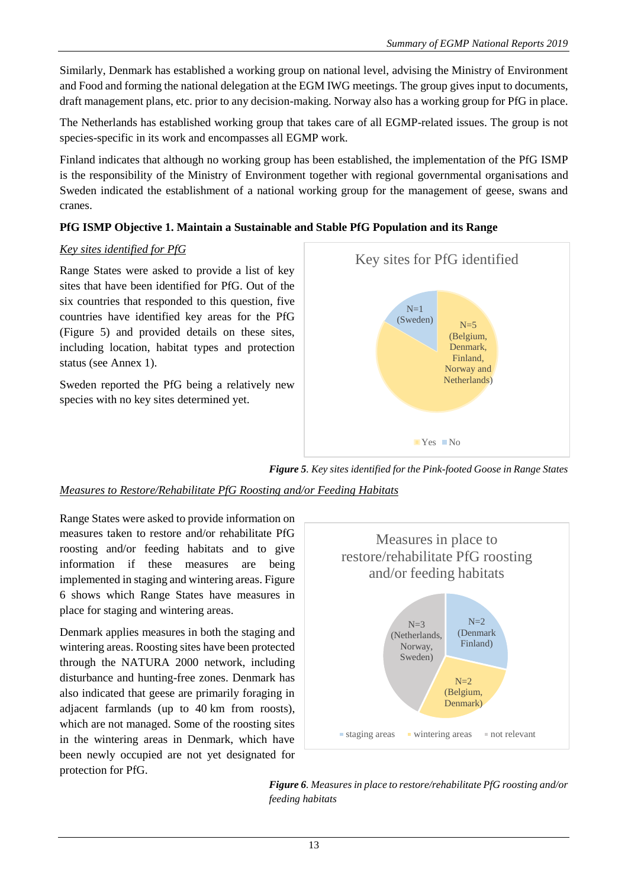Similarly, Denmark has established a working group on national level, advising the Ministry of Environment and Food and forming the national delegation at the EGM IWG meetings. The group gives input to documents, draft management plans, etc. prior to any decision-making. Norway also has a working group for PfG in place.

The Netherlands has established working group that takes care of all EGMP-related issues. The group is not species-specific in its work and encompasses all EGMP work.

Finland indicates that although no working group has been established, the implementation of the PfG ISMP is the responsibility of the Ministry of Environment together with regional governmental organisations and Sweden indicated the establishment of a national working group for the management of geese, swans and cranes.

### PfG ISMP Objective 1. Maintain a Sustainable and Stable PfG Population and its Range

*Key sites identified for PfG*

Range States were asked to provide a list of key sites that have been identified for PfG. Out of the six countries that responded to this question, five countries have identified key areas for the PfG (Figure 5) and provided details on these sites, including location, habitat types and protection status (see Annex 1).

Sweden reported the PfG being a relatively new species with no key sites determined yet.

Key sites for PfG identified

N=1 (Sweden)

N=5 (Belgium, Denmark, Finland, Norway and Netherlands)

Yes No

***Figure 5**. Key sites identified for the Pink-footed Goose in Range States*

*Measures to Restore/Rehabilitate PfG Roosting and/or Feeding Habitats*

Range States were asked to provide information on measures taken to restore and/or rehabilitate PfG roosting and/or feeding habitats and to give information if these measures are being implemented in staging and wintering areas. Figure 6 shows which Range States have measures in place for staging and wintering areas.

Denmark applies measures in both the staging and wintering areas. Roosting sites have been protected through the NATURA 2000 network, including disturbance and hunting-free zones. Denmark has also indicated that geese are primarily foraging in adjacent farmlands (up to 40 km from roosts), which are not managed. Some of the roosting sites in the wintering areas in Denmark, which have been newly occupied are not yet designated for protection for PfG.

Measures in place to restore/rehabilitate PfG roosting and/or feeding habitats

N=2 (Denmark Finland)

N=2 (Belgium, Denmark)

N=3 (Netherlands, Norway, Sweden)

staging areas wintering areas not relevant

***Figure 6**. Measures in place to restore/rehabilitate PfG roosting and/or feeding habitats*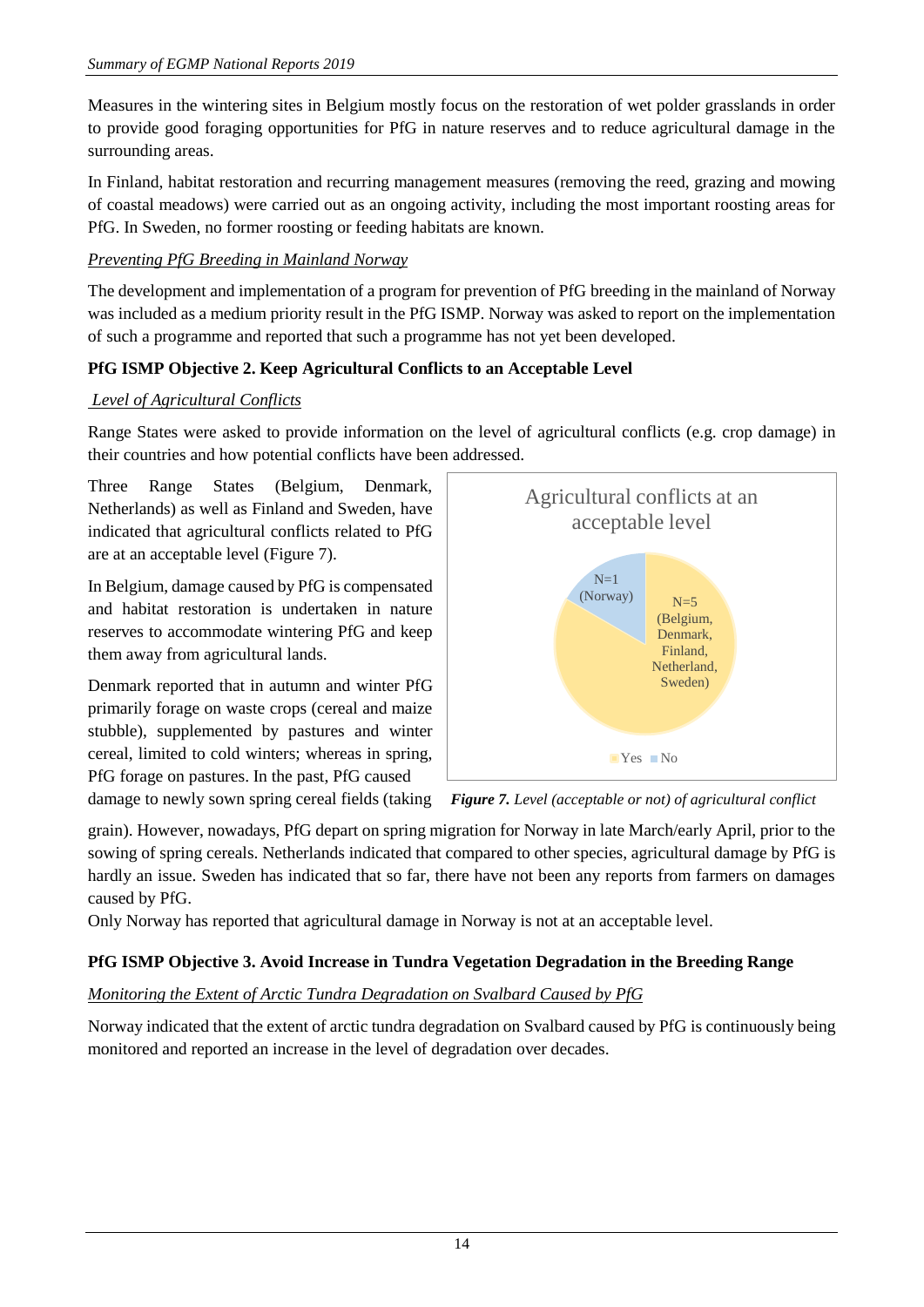Measures in the wintering sites in Belgium mostly focus on the restoration of wet polder grasslands in order to provide good foraging opportunities for PfG in nature reserves and to reduce agricultural damage in the surrounding areas.

In Finland, habitat restoration and recurring management measures (removing the reed, grazing and mowing of coastal meadows) were carried out as an ongoing activity, including the most important roosting areas for PfG. In Sweden, no former roosting or feeding habitats are known.

*Preventing PfG Breeding in Mainland Norway*

The development and implementation of a program for prevention of PfG breeding in the mainland of Norway was included as a medium priority result in the PfG ISMP. Norway was asked to report on the implementation of such a programme and reported that such a programme has not yet been developed.

**PfG ISMP Objective 2. Keep Agricultural Conflicts to an Acceptable Level**

*Level of Agricultural Conflicts*

Range States were asked to provide information on the level of agricultural conflicts (e.g. crop damage) in their countries and how potential conflicts have been addressed.

Three Range States (Belgium, Denmark, Netherlands) as well as Finland and Sweden, have indicated that agricultural conflicts related to PfG are at an acceptable level (Figure 7).

In Belgium, damage caused by PfG is compensated and habitat restoration is undertaken in nature reserves to accommodate wintering PfG and keep them away from agricultural lands.

Denmark reported that in autumn and winter PfG primarily forage on waste crops (cereal and maize stubble), supplemented by pastures and winter cereal, limited to cold winters; whereas in spring, PfG forage on pastures. In the past, PfG caused damage to newly sown spring cereal fields (taking grain). However, nowadays, PfG depart on spring migration for Norway in late March/early April, prior to the sowing of spring cereals. Netherlands indicated that compared to other species, agricultural damage by PfG is hardly an issue. Sweden has indicated that so far, there have not been any reports from farmers on damages caused by PfG.

Only Norway has reported that agricultural damage in Norway is not at an acceptable level.

Agricultural conflicts at an acceptable level

| Response | N | Countries |
|---|---|---|
| Yes | N=5 | Belgium, Denmark, Finland, Netherland, Sweden |
| No | N=1 | Norway |

***Figure 7.*** *Level (acceptable or not) of agricultural conflict*

**PfG ISMP Objective 3. Avoid Increase in Tundra Vegetation Degradation in the Breeding Range**

*Monitoring the Extent of Arctic Tundra Degradation on Svalbard Caused by PfG*

Norway indicated that the extent of arctic tundra degradation on Svalbard caused by PfG is continuously being monitored and reported an increase in the level of degradation over decades.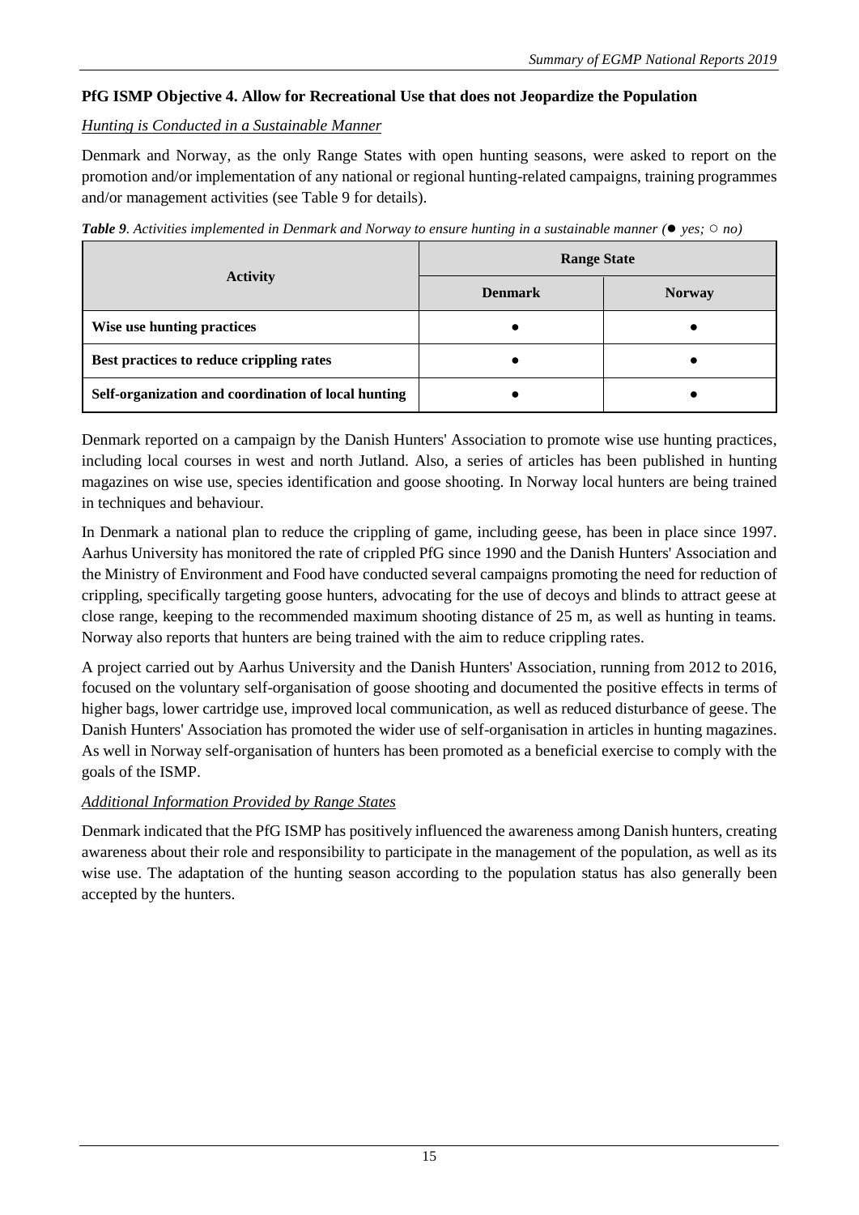**PfG ISMP Objective 4. Allow for Recreational Use that does not Jeopardize the Population**

*Hunting is Conducted in a Sustainable Manner*

Denmark and Norway, as the only Range States with open hunting seasons, were asked to report on the promotion and/or implementation of any national or regional hunting-related campaigns, training programmes and/or management activities (see Table 9 for details).

***Table 9**. Activities implemented in Denmark and Norway to ensure hunting in a sustainable manner (● yes; ○ no)*

| Activity | Range State | |
|---|---|---|
| | **Denmark** | **Norway** |
| **Wise use hunting practices** | ● | ● |
| **Best practices to reduce crippling rates** | ● | ● |
| **Self-organization and coordination of local hunting** | ● | ● |

Denmark reported on a campaign by the Danish Hunters' Association to promote wise use hunting practices, including local courses in west and north Jutland. Also, a series of articles has been published in hunting magazines on wise use, species identification and goose shooting. In Norway local hunters are being trained in techniques and behaviour.

In Denmark a national plan to reduce the crippling of game, including geese, has been in place since 1997. Aarhus University has monitored the rate of crippled PfG since 1990 and the Danish Hunters' Association and the Ministry of Environment and Food have conducted several campaigns promoting the need for reduction of crippling, specifically targeting goose hunters, advocating for the use of decoys and blinds to attract geese at close range, keeping to the recommended maximum shooting distance of 25 m, as well as hunting in teams. Norway also reports that hunters are being trained with the aim to reduce crippling rates.

A project carried out by Aarhus University and the Danish Hunters' Association, running from 2012 to 2016, focused on the voluntary self-organisation of goose shooting and documented the positive effects in terms of higher bags, lower cartridge use, improved local communication, as well as reduced disturbance of geese. The Danish Hunters' Association has promoted the wider use of self-organisation in articles in hunting magazines. As well in Norway self-organisation of hunters has been promoted as a beneficial exercise to comply with the goals of the ISMP.

*Additional Information Provided by Range States*

Denmark indicated that the PfG ISMP has positively influenced the awareness among Danish hunters, creating awareness about their role and responsibility to participate in the management of the population, as well as its wise use. The adaptation of the hunting season according to the population status has also generally been accepted by the hunters.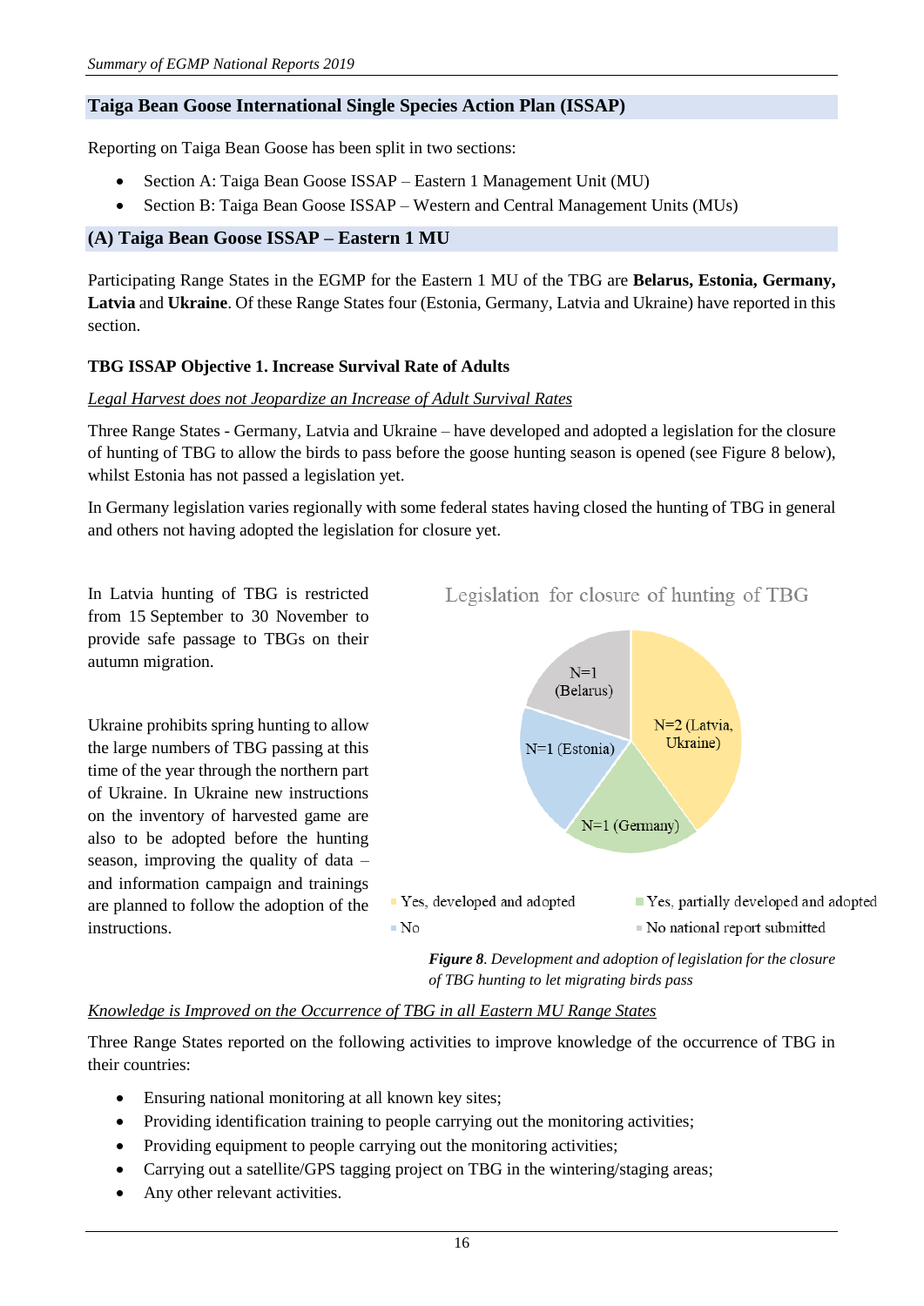## Taiga Bean Goose International Single Species Action Plan (ISSAP)

Reporting on Taiga Bean Goose has been split in two sections:

- Section A: Taiga Bean Goose ISSAP – Eastern 1 Management Unit (MU)
- Section B: Taiga Bean Goose ISSAP – Western and Central Management Units (MUs)

## (A) Taiga Bean Goose ISSAP – Eastern 1 MU

Participating Range States in the EGMP for the Eastern 1 MU of the TBG are **Belarus, Estonia, Germany, Latvia** and **Ukraine**. Of these Range States four (Estonia, Germany, Latvia and Ukraine) have reported in this section.

### TBG ISSAP Objective 1. Increase Survival Rate of Adults

*Legal Harvest does not Jeopardize an Increase of Adult Survival Rates*

Three Range States - Germany, Latvia and Ukraine – have developed and adopted a legislation for the closure of hunting of TBG to allow the birds to pass before the goose hunting season is opened (see Figure 8 below), whilst Estonia has not passed a legislation yet.

In Germany legislation varies regionally with some federal states having closed the hunting of TBG in general and others not having adopted the legislation for closure yet.

In Latvia hunting of TBG is restricted from 15 September to 30 November to provide safe passage to TBGs on their autumn migration.

Ukraine prohibits spring hunting to allow the large numbers of TBG passing at this time of the year through the northern part of Ukraine. In Ukraine new instructions on the inventory of harvested game are also to be adopted before the hunting season, improving the quality of data – and information campaign and trainings are planned to follow the adoption of the instructions.

Legislation for closure of hunting of TBG

| Category | N | Range States |
|---|---|---|
| Yes, developed and adopted | 2 | Latvia, Ukraine |
| Yes, partially developed and adopted | 1 | Germany |
| No | 1 | Estonia |
| No national report submitted | 1 | Belarus |

***Figure 8**. Development and adoption of legislation for the closure of TBG hunting to let migrating birds pass*

*Knowledge is Improved on the Occurrence of TBG in all Eastern MU Range States*

Three Range States reported on the following activities to improve knowledge of the occurrence of TBG in their countries:

- Ensuring national monitoring at all known key sites;
- Providing identification training to people carrying out the monitoring activities;
- Providing equipment to people carrying out the monitoring activities;
- Carrying out a satellite/GPS tagging project on TBG in the wintering/staging areas;
- Any other relevant activities.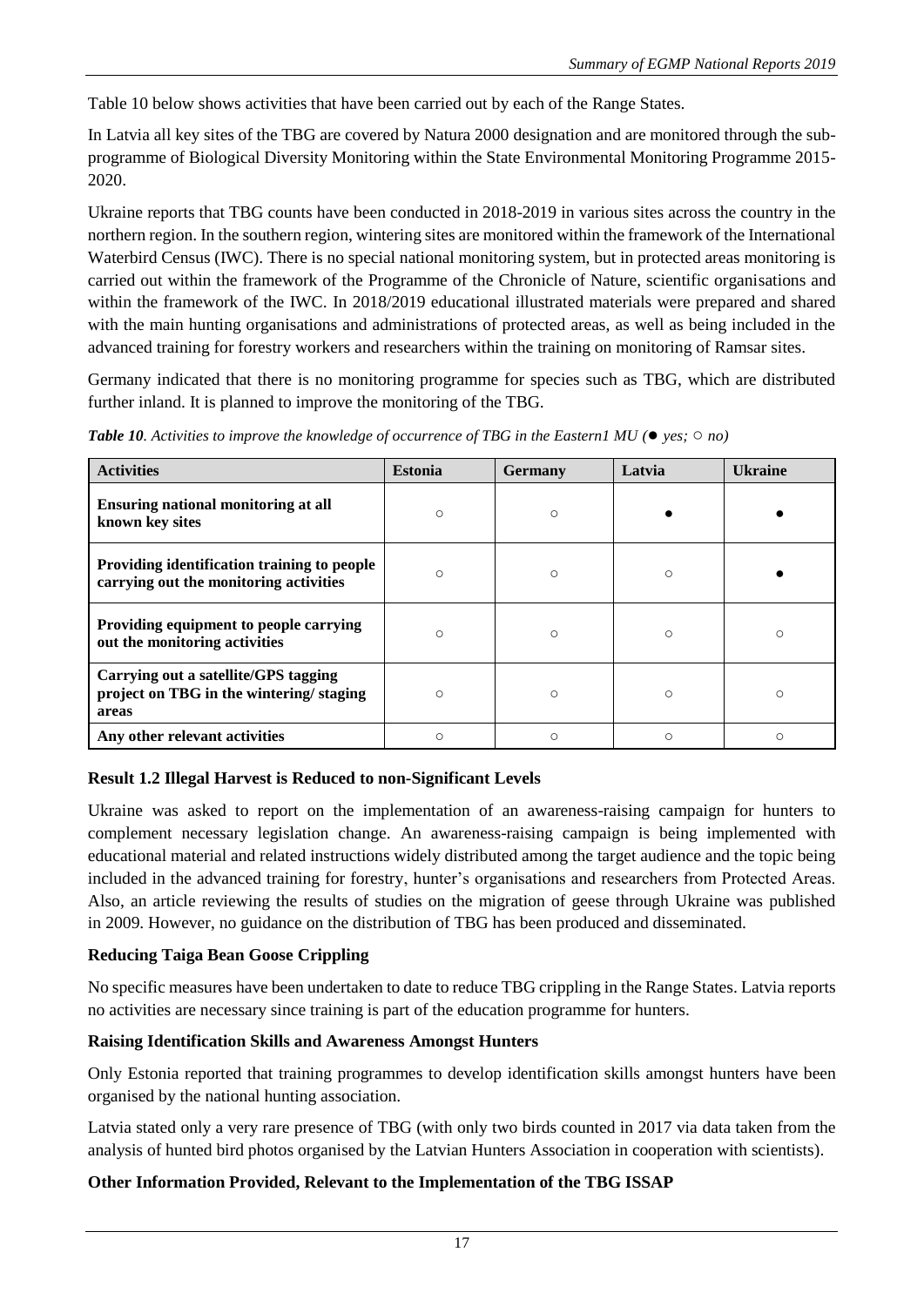Table 10 below shows activities that have been carried out by each of the Range States.

In Latvia all key sites of the TBG are covered by Natura 2000 designation and are monitored through the sub-programme of Biological Diversity Monitoring within the State Environmental Monitoring Programme 2015-2020.

Ukraine reports that TBG counts have been conducted in 2018-2019 in various sites across the country in the northern region. In the southern region, wintering sites are monitored within the framework of the International Waterbird Census (IWC). There is no special national monitoring system, but in protected areas monitoring is carried out within the framework of the Programme of the Chronicle of Nature, scientific organisations and within the framework of the IWC. In 2018/2019 educational illustrated materials were prepared and shared with the main hunting organisations and administrations of protected areas, as well as being included in the advanced training for forestry workers and researchers within the training on monitoring of Ramsar sites.

Germany indicated that there is no monitoring programme for species such as TBG, which are distributed further inland. It is planned to improve the monitoring of the TBG.

***Table 10**. Activities to improve the knowledge of occurrence of TBG in the Eastern1 MU (● yes; ○ no)*

| Activities | Estonia | Germany | Latvia | Ukraine |
|---|---|---|---|---|
| **Ensuring national monitoring at all known key sites** | ○ | ○ | ● | ● |
| **Providing identification training to people carrying out the monitoring activities** | ○ | ○ | ○ | ● |
| **Providing equipment to people carrying out the monitoring activities** | ○ | ○ | ○ | ○ |
| **Carrying out a satellite/GPS tagging project on TBG in the wintering/ staging areas** | ○ | ○ | ○ | ○ |
| **Any other relevant activities** | ○ | ○ | ○ | ○ |

### Result 1.2 Illegal Harvest is Reduced to non-Significant Levels

Ukraine was asked to report on the implementation of an awareness-raising campaign for hunters to complement necessary legislation change. An awareness-raising campaign is being implemented with educational material and related instructions widely distributed among the target audience and the topic being included in the advanced training for forestry, hunter's organisations and researchers from Protected Areas. Also, an article reviewing the results of studies on the migration of geese through Ukraine was published in 2009. However, no guidance on the distribution of TBG has been produced and disseminated.

### Reducing Taiga Bean Goose Crippling

No specific measures have been undertaken to date to reduce TBG crippling in the Range States. Latvia reports no activities are necessary since training is part of the education programme for hunters.

### Raising Identification Skills and Awareness Amongst Hunters

Only Estonia reported that training programmes to develop identification skills amongst hunters have been organised by the national hunting association.

Latvia stated only a very rare presence of TBG (with only two birds counted in 2017 via data taken from the analysis of hunted bird photos organised by the Latvian Hunters Association in cooperation with scientists).

### Other Information Provided, Relevant to the Implementation of the TBG ISSAP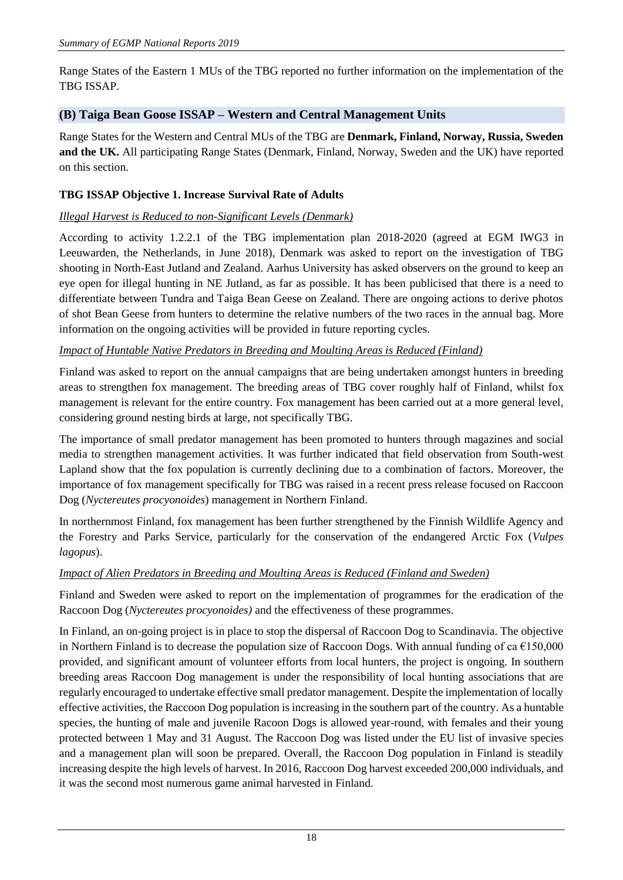Range States of the Eastern 1 MUs of the TBG reported no further information on the implementation of the TBG ISSAP.

## (B) Taiga Bean Goose ISSAP – Western and Central Management Units

Range States for the Western and Central MUs of the TBG are **Denmark, Finland, Norway, Russia, Sweden and the UK.** All participating Range States (Denmark, Finland, Norway, Sweden and the UK) have reported on this section.

### TBG ISSAP Objective 1. Increase Survival Rate of Adults

*Illegal Harvest is Reduced to non-Significant Levels (Denmark)*

According to activity 1.2.2.1 of the TBG implementation plan 2018-2020 (agreed at EGM IWG3 in Leeuwarden, the Netherlands, in June 2018), Denmark was asked to report on the investigation of TBG shooting in North-East Jutland and Zealand. Aarhus University has asked observers on the ground to keep an eye open for illegal hunting in NE Jutland, as far as possible. It has been publicised that there is a need to differentiate between Tundra and Taiga Bean Geese on Zealand. There are ongoing actions to derive photos of shot Bean Geese from hunters to determine the relative numbers of the two races in the annual bag. More information on the ongoing activities will be provided in future reporting cycles.

*Impact of Huntable Native Predators in Breeding and Moulting Areas is Reduced (Finland)*

Finland was asked to report on the annual campaigns that are being undertaken amongst hunters in breeding areas to strengthen fox management. The breeding areas of TBG cover roughly half of Finland, whilst fox management is relevant for the entire country. Fox management has been carried out at a more general level, considering ground nesting birds at large, not specifically TBG.

The importance of small predator management has been promoted to hunters through magazines and social media to strengthen management activities. It was further indicated that field observation from South-west Lapland show that the fox population is currently declining due to a combination of factors. Moreover, the importance of fox management specifically for TBG was raised in a recent press release focused on Raccoon Dog (*Nyctereutes procyonoides*) management in Northern Finland.

In northernmost Finland, fox management has been further strengthened by the Finnish Wildlife Agency and the Forestry and Parks Service, particularly for the conservation of the endangered Arctic Fox (*Vulpes lagopus*).

*Impact of Alien Predators in Breeding and Moulting Areas is Reduced (Finland and Sweden)*

Finland and Sweden were asked to report on the implementation of programmes for the eradication of the Raccoon Dog (*Nyctereutes procyonoides)* and the effectiveness of these programmes.

In Finland, an on-going project is in place to stop the dispersal of Raccoon Dog to Scandinavia. The objective in Northern Finland is to decrease the population size of Raccoon Dogs. With annual funding of ca €150,000 provided, and significant amount of volunteer efforts from local hunters, the project is ongoing. In southern breeding areas Raccoon Dog management is under the responsibility of local hunting associations that are regularly encouraged to undertake effective small predator management. Despite the implementation of locally effective activities, the Raccoon Dog population is increasing in the southern part of the country. As a huntable species, the hunting of male and juvenile Racoon Dogs is allowed year-round, with females and their young protected between 1 May and 31 August. The Raccoon Dog was listed under the EU list of invasive species and a management plan will soon be prepared. Overall, the Raccoon Dog population in Finland is steadily increasing despite the high levels of harvest. In 2016, Raccoon Dog harvest exceeded 200,000 individuals, and it was the second most numerous game animal harvested in Finland.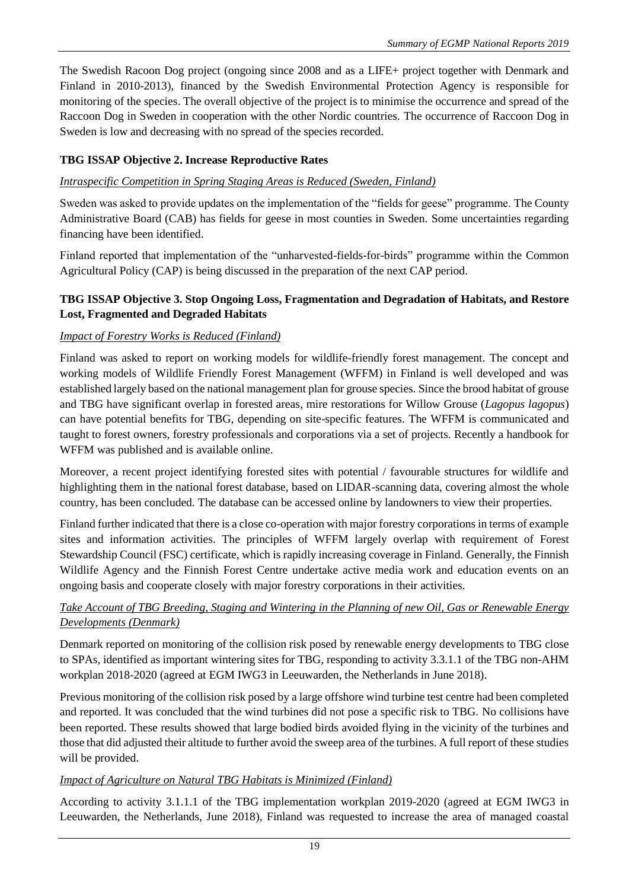The Swedish Racoon Dog project (ongoing since 2008 and as a LIFE+ project together with Denmark and Finland in 2010-2013), financed by the Swedish Environmental Protection Agency is responsible for monitoring of the species. The overall objective of the project is to minimise the occurrence and spread of the Raccoon Dog in Sweden in cooperation with the other Nordic countries. The occurrence of Raccoon Dog in Sweden is low and decreasing with no spread of the species recorded.

**TBG ISSAP Objective 2. Increase Reproductive Rates**

*Intraspecific Competition in Spring Staging Areas is Reduced (Sweden, Finland)*

Sweden was asked to provide updates on the implementation of the "fields for geese" programme. The County Administrative Board (CAB) has fields for geese in most counties in Sweden. Some uncertainties regarding financing have been identified.

Finland reported that implementation of the "unharvested-fields-for-birds" programme within the Common Agricultural Policy (CAP) is being discussed in the preparation of the next CAP period.

**TBG ISSAP Objective 3. Stop Ongoing Loss, Fragmentation and Degradation of Habitats, and Restore Lost, Fragmented and Degraded Habitats**

*Impact of Forestry Works is Reduced (Finland)*

Finland was asked to report on working models for wildlife-friendly forest management. The concept and working models of Wildlife Friendly Forest Management (WFFM) in Finland is well developed and was established largely based on the national management plan for grouse species. Since the brood habitat of grouse and TBG have significant overlap in forested areas, mire restorations for Willow Grouse (*Lagopus lagopus*) can have potential benefits for TBG, depending on site-specific features. The WFFM is communicated and taught to forest owners, forestry professionals and corporations via a set of projects. Recently a handbook for WFFM was published and is available online.

Moreover, a recent project identifying forested sites with potential / favourable structures for wildlife and highlighting them in the national forest database, based on LIDAR-scanning data, covering almost the whole country, has been concluded. The database can be accessed online by landowners to view their properties.

Finland further indicated that there is a close co-operation with major forestry corporations in terms of example sites and information activities. The principles of WFFM largely overlap with requirement of Forest Stewardship Council (FSC) certificate, which is rapidly increasing coverage in Finland. Generally, the Finnish Wildlife Agency and the Finnish Forest Centre undertake active media work and education events on an ongoing basis and cooperate closely with major forestry corporations in their activities.

*Take Account of TBG Breeding, Staging and Wintering in the Planning of new Oil, Gas or Renewable Energy Developments (Denmark)*

Denmark reported on monitoring of the collision risk posed by renewable energy developments to TBG close to SPAs, identified as important wintering sites for TBG, responding to activity 3.3.1.1 of the TBG non-AHM workplan 2018-2020 (agreed at EGM IWG3 in Leeuwarden, the Netherlands in June 2018).

Previous monitoring of the collision risk posed by a large offshore wind turbine test centre had been completed and reported. It was concluded that the wind turbines did not pose a specific risk to TBG. No collisions have been reported. These results showed that large bodied birds avoided flying in the vicinity of the turbines and those that did adjusted their altitude to further avoid the sweep area of the turbines. A full report of these studies will be provided.

*Impact of Agriculture on Natural TBG Habitats is Minimized (Finland)*

According to activity 3.1.1.1 of the TBG implementation workplan 2019-2020 (agreed at EGM IWG3 in Leeuwarden, the Netherlands, June 2018), Finland was requested to increase the area of managed coastal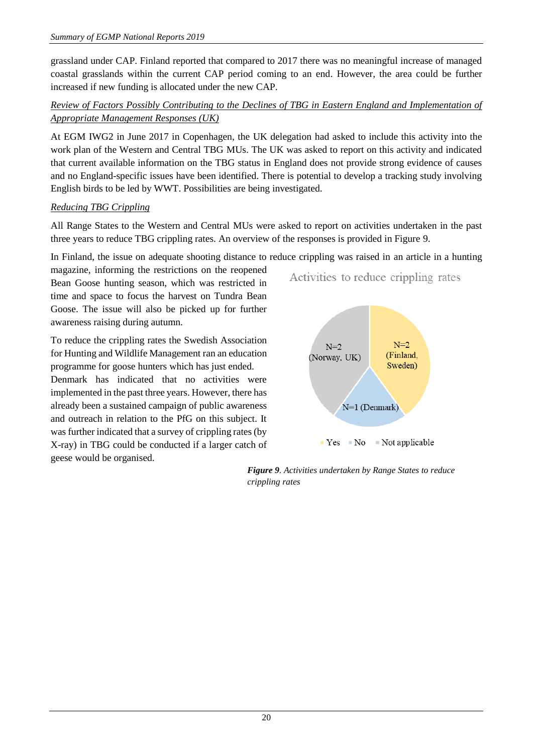grassland under CAP. Finland reported that compared to 2017 there was no meaningful increase of managed coastal grasslands within the current CAP period coming to an end. However, the area could be further increased if new funding is allocated under the new CAP.

*Review of Factors Possibly Contributing to the Declines of TBG in Eastern England and Implementation of Appropriate Management Responses (UK)*

At EGM IWG2 in June 2017 in Copenhagen, the UK delegation had asked to include this activity into the work plan of the Western and Central TBG MUs. The UK was asked to report on this activity and indicated that current available information on the TBG status in England does not provide strong evidence of causes and no England-specific issues have been identified. There is potential to develop a tracking study involving English birds to be led by WWT. Possibilities are being investigated.

*Reducing TBG Crippling*

All Range States to the Western and Central MUs were asked to report on activities undertaken in the past three years to reduce TBG crippling rates. An overview of the responses is provided in Figure 9.

In Finland, the issue on adequate shooting distance to reduce crippling was raised in an article in a hunting magazine, informing the restrictions on the reopened Bean Goose hunting season, which was restricted in time and space to focus the harvest on Tundra Bean Goose. The issue will also be picked up for further awareness raising during autumn.

To reduce the crippling rates the Swedish Association for Hunting and Wildlife Management ran an education programme for goose hunters which has just ended.

Denmark has indicated that no activities were implemented in the past three years. However, there has already been a sustained campaign of public awareness and outreach in relation to the PfG on this subject. It was further indicated that a survey of crippling rates (by X-ray) in TBG could be conducted if a larger catch of geese would be organised.

Activities to reduce crippling rates

- Yes: N=2 (Finland, Sweden)
- No: N=1 (Denmark)
- Not applicable: N=2 (Norway, UK)

***Figure 9**. Activities undertaken by Range States to reduce crippling rates*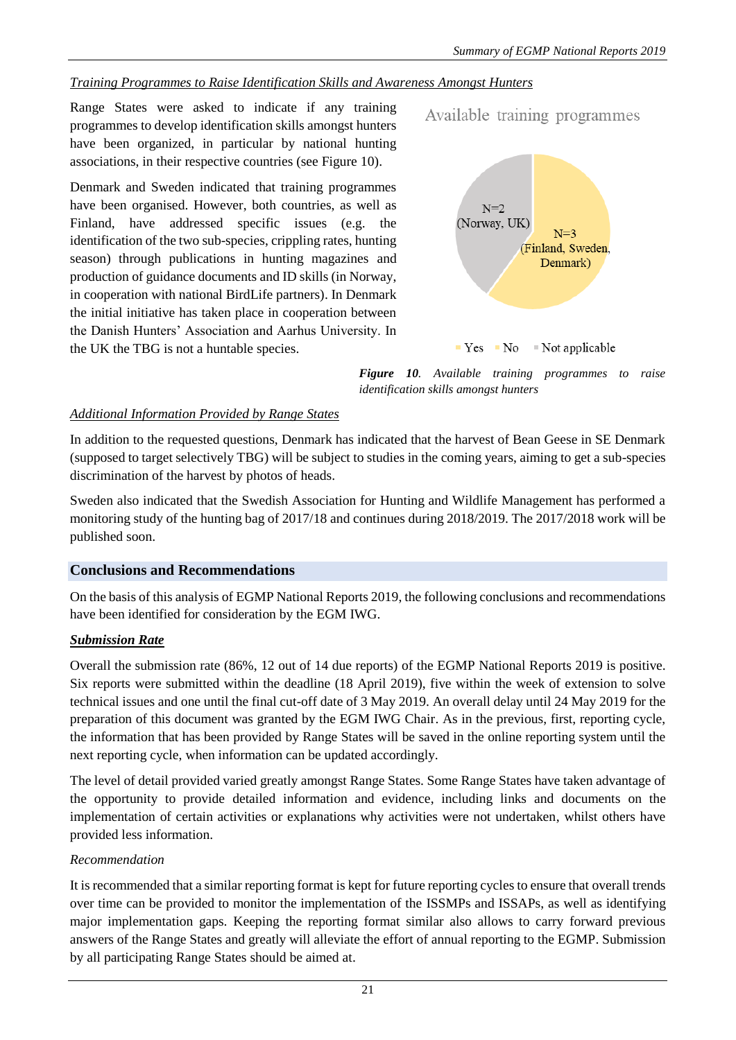*Training Programmes to Raise Identification Skills and Awareness Amongst Hunters*

Range States were asked to indicate if any training programmes to develop identification skills amongst hunters have been organized, in particular by national hunting associations, in their respective countries (see Figure 10).

Denmark and Sweden indicated that training programmes have been organised. However, both countries, as well as Finland, have addressed specific issues (e.g. the identification of the two sub-species, crippling rates, hunting season) through publications in hunting magazines and production of guidance documents and ID skills (in Norway, in cooperation with national BirdLife partners). In Denmark the initial initiative has taken place in cooperation between the Danish Hunters' Association and Aarhus University. In the UK the TBG is not a huntable species.

Available training programmes

N=2 (Norway, UK)

N=3 (Finland, Sweden, Denmark)

Yes No Not applicable

***Figure 10****. Available training programmes to raise identification skills amongst hunters*

*Additional Information Provided by Range States*

In addition to the requested questions, Denmark has indicated that the harvest of Bean Geese in SE Denmark (supposed to target selectively TBG) will be subject to studies in the coming years, aiming to get a sub-species discrimination of the harvest by photos of heads.

Sweden also indicated that the Swedish Association for Hunting and Wildlife Management has performed a monitoring study of the hunting bag of 2017/18 and continues during 2018/2019. The 2017/2018 work will be published soon.

## Conclusions and Recommendations

On the basis of this analysis of EGMP National Reports 2019, the following conclusions and recommendations have been identified for consideration by the EGM IWG.

***Submission Rate***

Overall the submission rate (86%, 12 out of 14 due reports) of the EGMP National Reports 2019 is positive. Six reports were submitted within the deadline (18 April 2019), five within the week of extension to solve technical issues and one until the final cut-off date of 3 May 2019. An overall delay until 24 May 2019 for the preparation of this document was granted by the EGM IWG Chair. As in the previous, first, reporting cycle, the information that has been provided by Range States will be saved in the online reporting system until the next reporting cycle, when information can be updated accordingly.

The level of detail provided varied greatly amongst Range States. Some Range States have taken advantage of the opportunity to provide detailed information and evidence, including links and documents on the implementation of certain activities or explanations why activities were not undertaken, whilst others have provided less information.

*Recommendation*

It is recommended that a similar reporting format is kept for future reporting cycles to ensure that overall trends over time can be provided to monitor the implementation of the ISSMPs and ISSAPs, as well as identifying major implementation gaps. Keeping the reporting format similar also allows to carry forward previous answers of the Range States and greatly will alleviate the effort of annual reporting to the EGMP. Submission by all participating Range States should be aimed at.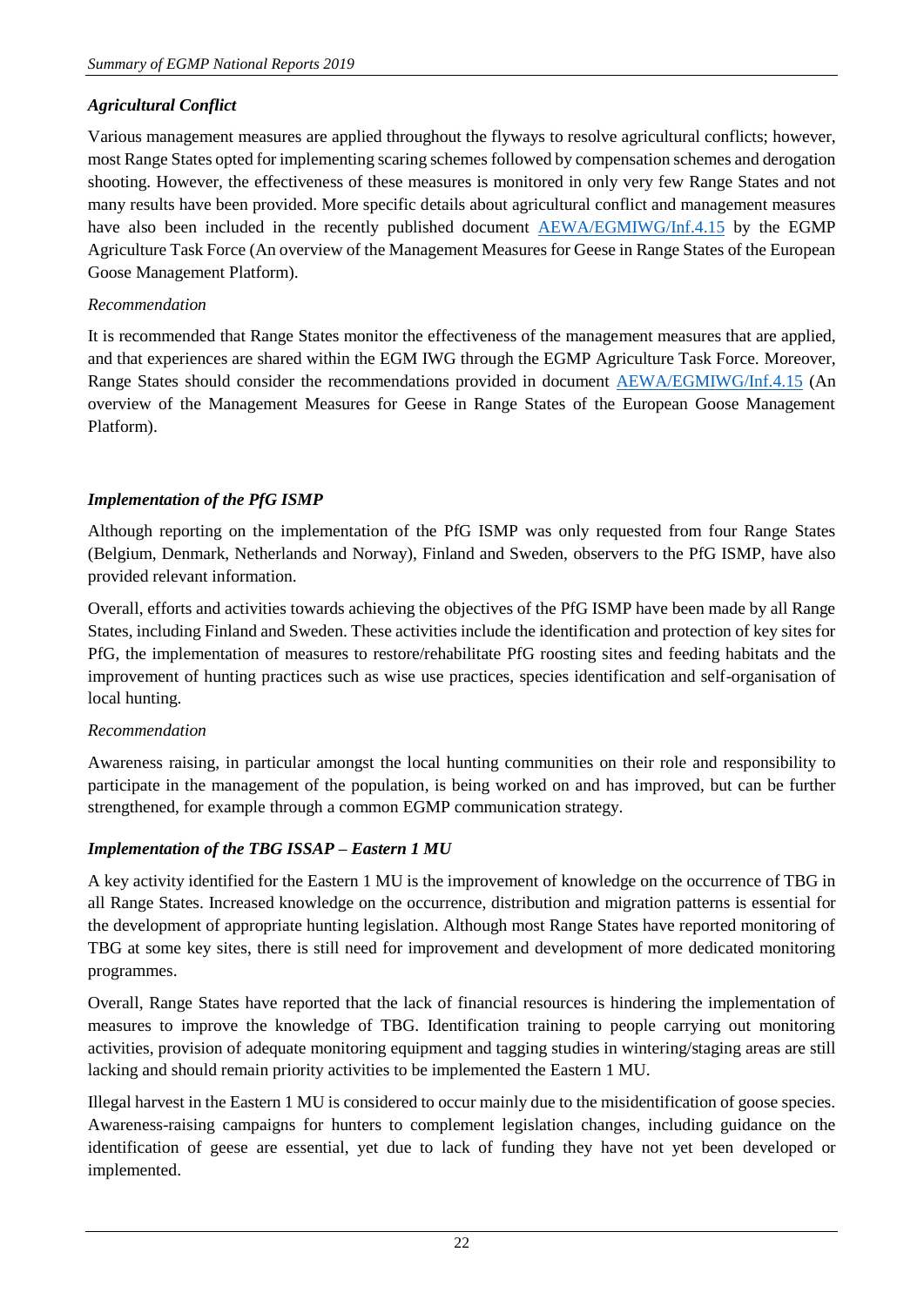### *Agricultural Conflict*

Various management measures are applied throughout the flyways to resolve agricultural conflicts; however, most Range States opted for implementing scaring schemes followed by compensation schemes and derogation shooting. However, the effectiveness of these measures is monitored in only very few Range States and not many results have been provided. More specific details about agricultural conflict and management measures have also been included in the recently published document [AEWA/EGMIWG/Inf.4.15](AEWA/EGMIWG/Inf.4.15) by the EGMP Agriculture Task Force (An overview of the Management Measures for Geese in Range States of the European Goose Management Platform).

*Recommendation*

It is recommended that Range States monitor the effectiveness of the management measures that are applied, and that experiences are shared within the EGM IWG through the EGMP Agriculture Task Force. Moreover, Range States should consider the recommendations provided in document [AEWA/EGMIWG/Inf.4.15](AEWA/EGMIWG/Inf.4.15) (An overview of the Management Measures for Geese in Range States of the European Goose Management Platform).

### *Implementation of the PfG ISMP*

Although reporting on the implementation of the PfG ISMP was only requested from four Range States (Belgium, Denmark, Netherlands and Norway), Finland and Sweden, observers to the PfG ISMP, have also provided relevant information.

Overall, efforts and activities towards achieving the objectives of the PfG ISMP have been made by all Range States, including Finland and Sweden. These activities include the identification and protection of key sites for PfG, the implementation of measures to restore/rehabilitate PfG roosting sites and feeding habitats and the improvement of hunting practices such as wise use practices, species identification and self-organisation of local hunting.

*Recommendation*

Awareness raising, in particular amongst the local hunting communities on their role and responsibility to participate in the management of the population, is being worked on and has improved, but can be further strengthened, for example through a common EGMP communication strategy.

### *Implementation of the TBG ISSAP – Eastern 1 MU*

A key activity identified for the Eastern 1 MU is the improvement of knowledge on the occurrence of TBG in all Range States. Increased knowledge on the occurrence, distribution and migration patterns is essential for the development of appropriate hunting legislation. Although most Range States have reported monitoring of TBG at some key sites, there is still need for improvement and development of more dedicated monitoring programmes.

Overall, Range States have reported that the lack of financial resources is hindering the implementation of measures to improve the knowledge of TBG. Identification training to people carrying out monitoring activities, provision of adequate monitoring equipment and tagging studies in wintering/staging areas are still lacking and should remain priority activities to be implemented the Eastern 1 MU.

Illegal harvest in the Eastern 1 MU is considered to occur mainly due to the misidentification of goose species. Awareness-raising campaigns for hunters to complement legislation changes, including guidance on the identification of geese are essential, yet due to lack of funding they have not yet been developed or implemented.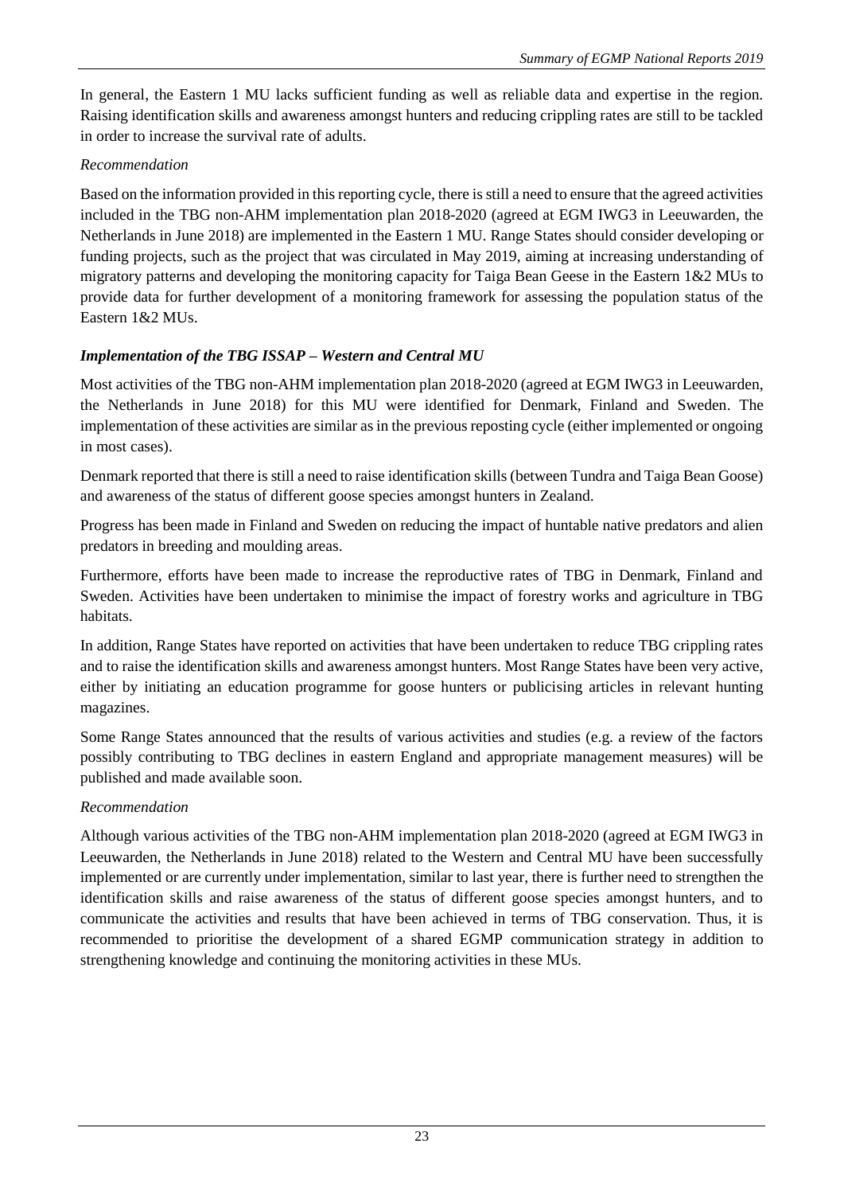In general, the Eastern 1 MU lacks sufficient funding as well as reliable data and expertise in the region. Raising identification skills and awareness amongst hunters and reducing crippling rates are still to be tackled in order to increase the survival rate of adults.

*Recommendation*

Based on the information provided in this reporting cycle, there is still a need to ensure that the agreed activities included in the TBG non-AHM implementation plan 2018-2020 (agreed at EGM IWG3 in Leeuwarden, the Netherlands in June 2018) are implemented in the Eastern 1 MU. Range States should consider developing or funding projects, such as the project that was circulated in May 2019, aiming at increasing understanding of migratory patterns and developing the monitoring capacity for Taiga Bean Geese in the Eastern 1&2 MUs to provide data for further development of a monitoring framework for assessing the population status of the Eastern 1&2 MUs.

***Implementation of the TBG ISSAP – Western and Central MU***

Most activities of the TBG non-AHM implementation plan 2018-2020 (agreed at EGM IWG3 in Leeuwarden, the Netherlands in June 2018) for this MU were identified for Denmark, Finland and Sweden. The implementation of these activities are similar as in the previous reposting cycle (either implemented or ongoing in most cases).

Denmark reported that there is still a need to raise identification skills (between Tundra and Taiga Bean Goose) and awareness of the status of different goose species amongst hunters in Zealand.

Progress has been made in Finland and Sweden on reducing the impact of huntable native predators and alien predators in breeding and moulding areas.

Furthermore, efforts have been made to increase the reproductive rates of TBG in Denmark, Finland and Sweden. Activities have been undertaken to minimise the impact of forestry works and agriculture in TBG habitats.

In addition, Range States have reported on activities that have been undertaken to reduce TBG crippling rates and to raise the identification skills and awareness amongst hunters. Most Range States have been very active, either by initiating an education programme for goose hunters or publicising articles in relevant hunting magazines.

Some Range States announced that the results of various activities and studies (e.g. a review of the factors possibly contributing to TBG declines in eastern England and appropriate management measures) will be published and made available soon.

*Recommendation*

Although various activities of the TBG non-AHM implementation plan 2018-2020 (agreed at EGM IWG3 in Leeuwarden, the Netherlands in June 2018) related to the Western and Central MU have been successfully implemented or are currently under implementation, similar to last year, there is further need to strengthen the identification skills and raise awareness of the status of different goose species amongst hunters, and to communicate the activities and results that have been achieved in terms of TBG conservation. Thus, it is recommended to prioritise the development of a shared EGMP communication strategy in addition to strengthening knowledge and continuing the monitoring activities in these MUs.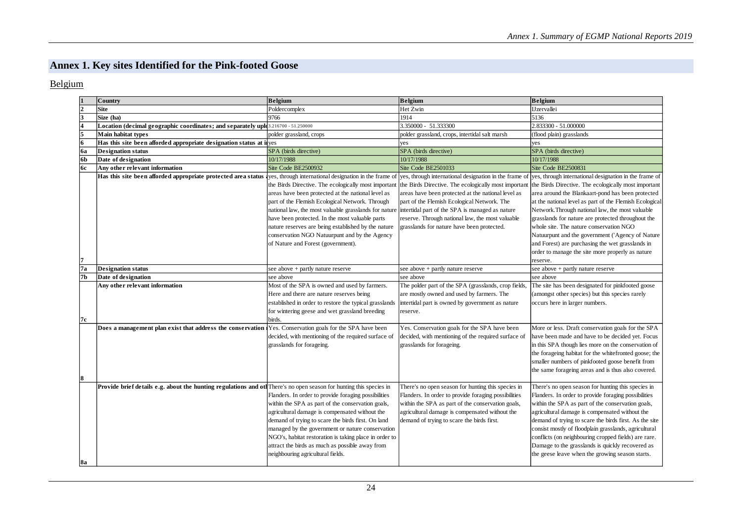# Annex 1. Key sites Identified for the Pink-footed Goose

## Belgium

| 1 | Country | Belgium | Belgium | Belgium |
|---|---|---|---|---|
| 2 | Site | Poldercomplex | Het Zwin | IJzervallei |
| 3 | Size (ha) | 9766 | 1914 | 5136 |
| 4 | Location (decimal geographic coordinates; and separately upl | 3.216700 - 51.250000 | 3.350000 - 51.333300 | 2.833300 - 51.000000 |
| 5 | Main habitat types | polder grassland, crops | polder grassland, crops, intertidal salt marsh | (flood plain) grasslands |
| 6 | Has this site been afforded appropriate designation status at i | yes | yes | yes |
| 6a | Designation status | SPA (birds directive) | SPA (birds directive) | SPA (birds directive) |
| 6b | Date of designation | 10/17/1988 | 10/17/1988 | 10/17/1988 |
| 6c | Any other relevant information | Site Code BE2500932 | Site Code BE2501033 | Site Code BE2500831 |
| 7 | Has this site been afforded appropriate protected area status | yes, through international designation in the frame of the Birds Directive. The ecologically most important areas have been protected at the national level as part of the Flemish Ecological Network. Through national law, the most valuable grasslands for nature have been protected. In the most valuable parts nature reserves are being established by the nature conservation NGO Natuurpunt and by the Agency of Nature and Forest (government). | yes, through international designation in the frame of the Birds Directive. The ecologically most important areas have been protected at the national level as part of the Flemish Ecological Network. The intertidal part of the SPA is managed as nature reserve. Through national law, the most valuable grasslands for nature have been protected. | yes, through international designation in the frame of the Birds Directive. The ecologically most important area around the Blankaart-pond has been protected at the national level as part of the Flemish Ecological Network.Through national law, the most valuable grasslands for nature are protected throughout the whole site. The nature conservation NGO Natuurpunt and the government ('Agency of Nature and Forest) are purchasing the wet grasslands in order to manage the site more properly as nature reserve. |
| 7a | Designation status | see above + partly nature reserve | see above + partly nature reserve | see above + partly nature reserve |
| 7b | Date of designation | see above | see above | see above |
| 7c | Any other relevant information | Most of the SPA is owned and used by farmers. Here and there are nature reserves being established in order to restore the typical grasslands for wintering geese and wet grassland breeding birds. | The polder part of the SPA (grasslands, crop fields, are mostly owned and used by farmers. The intertidal part is owned by government as nature reserve. | The site has been designated for pinkfooted goose (amongst other species) but this species rarely occurs here in larger numbers. |
| 8 | Does a management plan exist that address the conservation | Yes. Conservation goals for the SPA have been decided, with mentioning of the required surface of grasslands for forageing. | Yes. Conservation goals for the SPA have been decided, with mentioning of the required surface of grasslands for forageing. | More or less. Draft conservation goals for the SPA have been made and have to be decided yet. Focus in this SPA though lies more on the conservation of the forageing habitat for the whitefronted goose; the smaller numbers of pinkfooted goose benefit from the same forageing areas and is thus also covered. |
| 8a | Provide brief details e.g. about the hunting regulations and ot | There's no open season for hunting this species in Flanders. In order to provide foraging possibilities within the SPA as part of the conservation goals, agricultural damage is compensated without the demand of trying to scare the birds first. On land managed by the government or nature conservation NGO's, habitat restoration is taking place in order to attract the birds as much as possible away from neighbouring agricultural fields. | There's no open season for hunting this species in Flanders. In order to provide foraging possibilities within the SPA as part of the conservation goals, agricultural damage is compensated without the demand of trying to scare the birds first. | There's no open season for hunting this species in Flanders. In order to provide foraging possibilities within the SPA as part of the conservation goals, agricultural damage is compensated without the demand of trying to scare the birds first. As the site consist mostly of floodplain grasslands, agricultural conflicts (on neighbouring cropped fields) are rare. Damage to the grasslands is quickly recovered as the geese leave when the growing season starts. |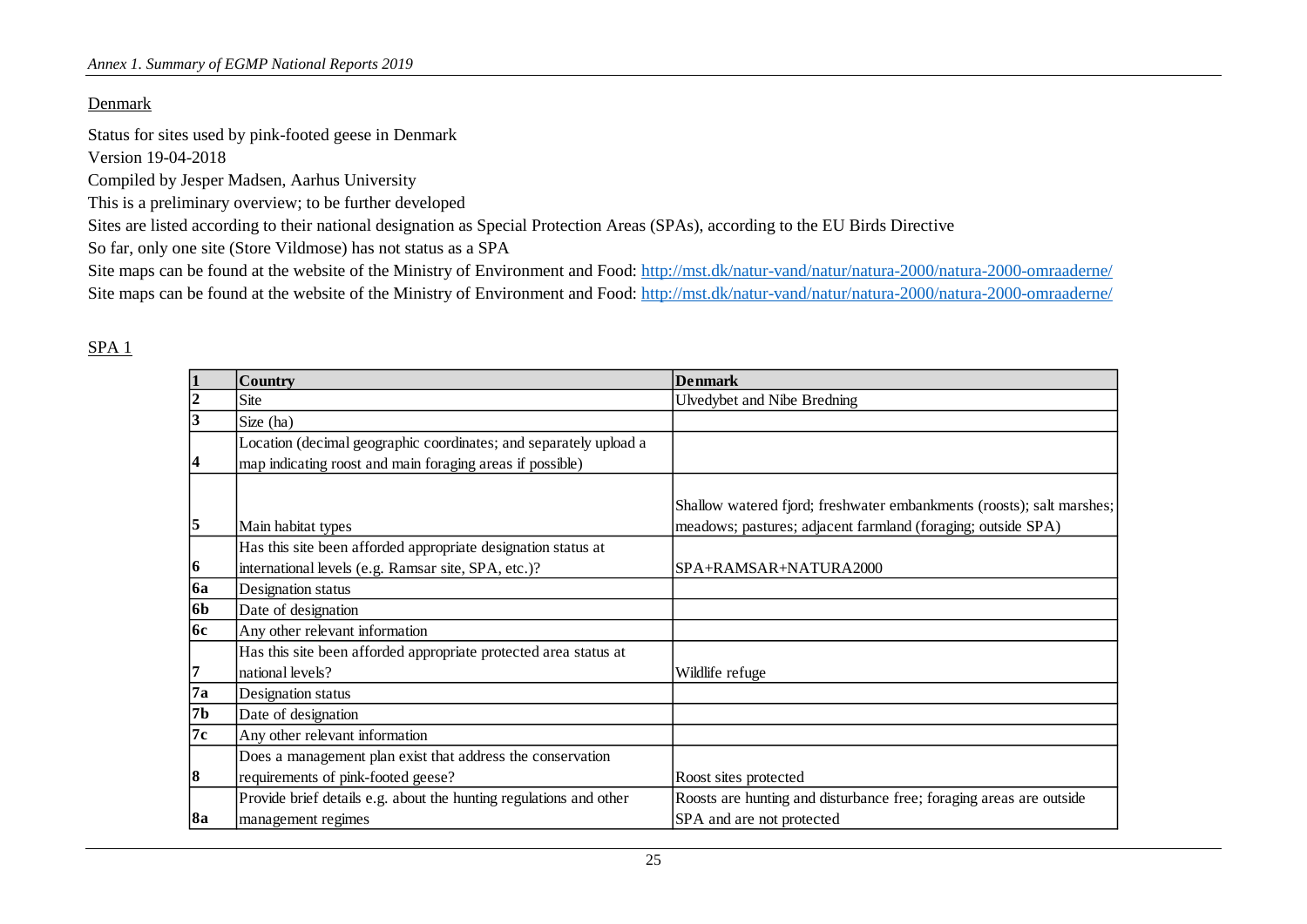Denmark

Status for sites used by pink-footed geese in Denmark

Version 19-04-2018

Compiled by Jesper Madsen, Aarhus University

This is a preliminary overview; to be further developed

Sites are listed according to their national designation as Special Protection Areas (SPAs), according to the EU Birds Directive

So far, only one site (Store Vildmose) has not status as a SPA

Site maps can be found at the website of the Ministry of Environment and Food: http://mst.dk/natur-vand/natur/natura-2000/natura-2000-omraaderne/

Site maps can be found at the website of the Ministry of Environment and Food: http://mst.dk/natur-vand/natur/natura-2000/natura-2000-omraaderne/

SPA 1

| 1 | Country | Denmark |
|---|---|---|
| 2 | Site | Ulvedybet and Nibe Bredning |
| 3 | Size (ha) | |
| 4 | Location (decimal geographic coordinates; and separately upload a map indicating roost and main foraging areas if possible) | |
| 5 | Main habitat types | Shallow watered fjord; freshwater embankments (roosts); salt marshes; meadows; pastures; adjacent farmland (foraging; outside SPA) |
| 6 | Has this site been afforded appropriate designation status at international levels (e.g. Ramsar site, SPA, etc.)? | SPA+RAMSAR+NATURA2000 |
| 6a | Designation status | |
| 6b | Date of designation | |
| 6c | Any other relevant information | |
| 7 | Has this site been afforded appropriate protected area status at national levels? | Wildlife refuge |
| 7a | Designation status | |
| 7b | Date of designation | |
| 7c | Any other relevant information | |
| 8 | Does a management plan exist that address the conservation requirements of pink-footed geese? | Roost sites protected |
| 8a | Provide brief details e.g. about the hunting regulations and other management regimes | Roosts are hunting and disturbance free; foraging areas are outside SPA and are not protected |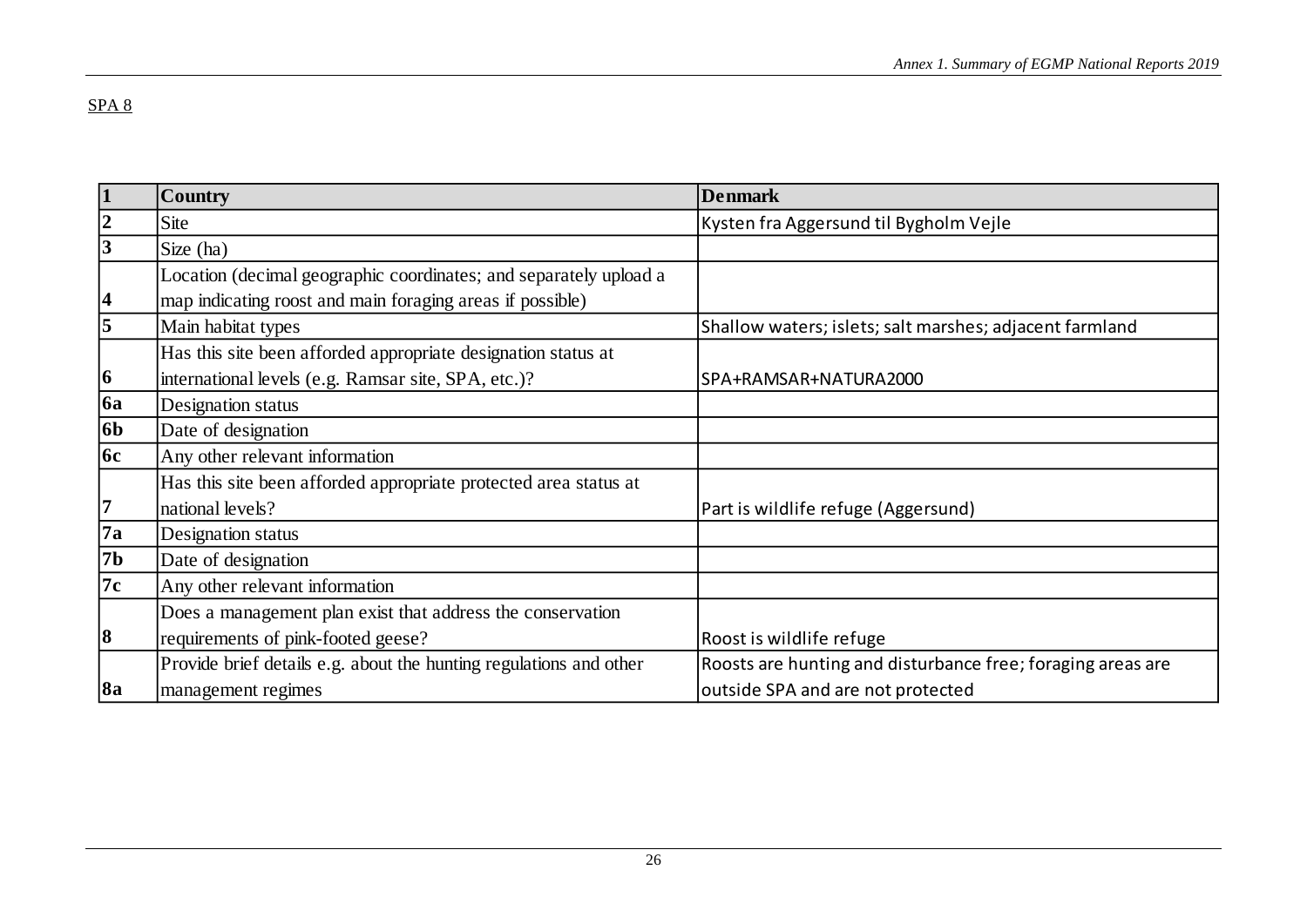SPA 8

| 1 | Country | Denmark |
|---|---|---|
| 2 | Site | Kysten fra Aggersund til Bygholm Vejle |
| 3 | Size (ha) | |
| 4 | Location (decimal geographic coordinates; and separately upload a map indicating roost and main foraging areas if possible) | |
| 5 | Main habitat types | Shallow waters; islets; salt marshes; adjacent farmland |
| 6 | Has this site been afforded appropriate designation status at international levels (e.g. Ramsar site, SPA, etc.)? | SPA+RAMSAR+NATURA2000 |
| 6a | Designation status | |
| 6b | Date of designation | |
| 6c | Any other relevant information | |
| 7 | Has this site been afforded appropriate protected area status at national levels? | Part is wildlife refuge (Aggersund) |
| 7a | Designation status | |
| 7b | Date of designation | |
| 7c | Any other relevant information | |
| 8 | Does a management plan exist that address the conservation requirements of pink-footed geese? | Roost is wildlife refuge |
| 8a | Provide brief details e.g. about the hunting regulations and other management regimes | Roosts are hunting and disturbance free; foraging areas are outside SPA and are not protected |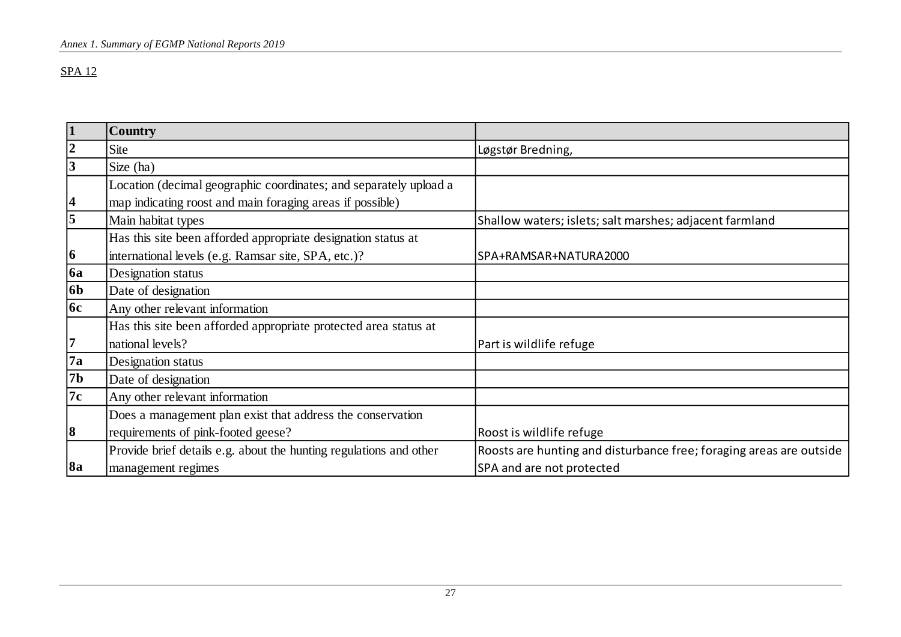SPA 12

| 1 | Country | |
|---|---|---|
| 2 | Site | Løgstør Bredning, |
| 3 | Size (ha) | |
| 4 | Location (decimal geographic coordinates; and separately upload a map indicating roost and main foraging areas if possible) | |
| 5 | Main habitat types | Shallow waters; islets; salt marshes; adjacent farmland |
| 6 | Has this site been afforded appropriate designation status at international levels (e.g. Ramsar site, SPA, etc.)? | SPA+RAMSAR+NATURA2000 |
| 6a | Designation status | |
| 6b | Date of designation | |
| 6c | Any other relevant information | |
| 7 | Has this site been afforded appropriate protected area status at national levels? | Part is wildlife refuge |
| 7a | Designation status | |
| 7b | Date of designation | |
| 7c | Any other relevant information | |
| 8 | Does a management plan exist that address the conservation requirements of pink-footed geese? | Roost is wildlife refuge |
| 8a | Provide brief details e.g. about the hunting regulations and other management regimes | Roosts are hunting and disturbance free; foraging areas are outside SPA and are not protected |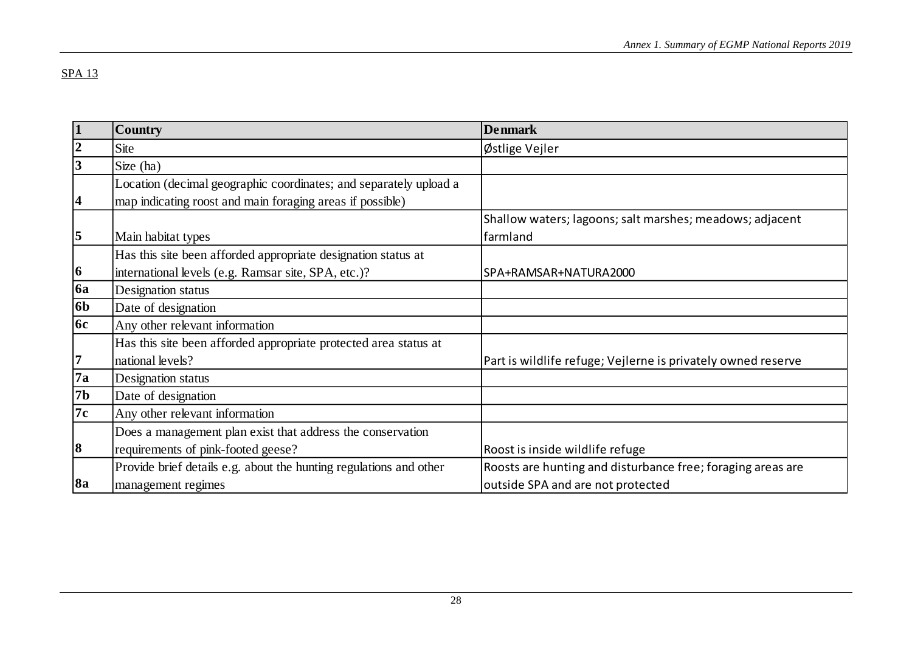SPA 13

| 1 | Country | Denmark |
|---|---|---|
| 2 | Site | Østlige Vejler |
| 3 | Size (ha) | |
| 4 | Location (decimal geographic coordinates; and separately upload a map indicating roost and main foraging areas if possible) | |
| 5 | Main habitat types | Shallow waters; lagoons; salt marshes; meadows; adjacent farmland |
| 6 | Has this site been afforded appropriate designation status at international levels (e.g. Ramsar site, SPA, etc.)? | SPA+RAMSAR+NATURA2000 |
| 6a | Designation status | |
| 6b | Date of designation | |
| 6c | Any other relevant information | |
| 7 | Has this site been afforded appropriate protected area status at national levels? | Part is wildlife refuge; Vejlerne is privately owned reserve |
| 7a | Designation status | |
| 7b | Date of designation | |
| 7c | Any other relevant information | |
| 8 | Does a management plan exist that address the conservation requirements of pink-footed geese? | Roost is inside wildlife refuge |
| 8a | Provide brief details e.g. about the hunting regulations and other management regimes | Roosts are hunting and disturbance free; foraging areas are outside SPA and are not protected |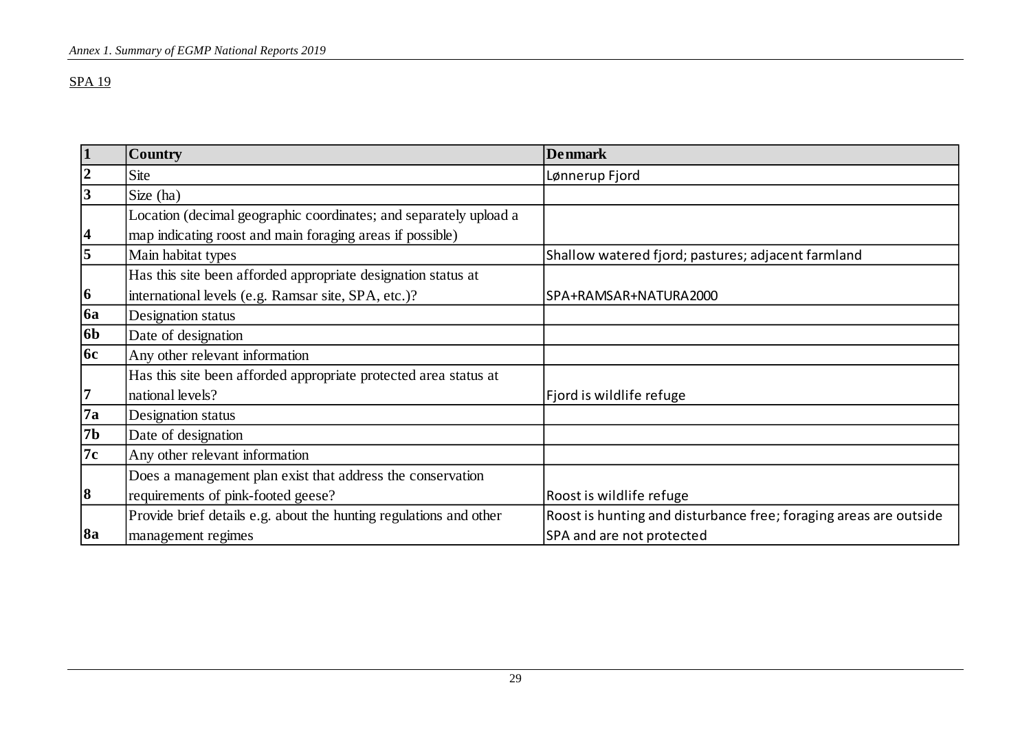SPA 19

| 1 | Country | Denmark |
|---|---|---|
| 2 | Site | Lønnerup Fjord |
| 3 | Size (ha) | |
| 4 | Location (decimal geographic coordinates; and separately upload a map indicating roost and main foraging areas if possible) | |
| 5 | Main habitat types | Shallow watered fjord; pastures; adjacent farmland |
| 6 | Has this site been afforded appropriate designation status at international levels (e.g. Ramsar site, SPA, etc.)? | SPA+RAMSAR+NATURA2000 |
| 6a | Designation status | |
| 6b | Date of designation | |
| 6c | Any other relevant information | |
| 7 | Has this site been afforded appropriate protected area status at national levels? | Fjord is wildlife refuge |
| 7a | Designation status | |
| 7b | Date of designation | |
| 7c | Any other relevant information | |
| 8 | Does a management plan exist that address the conservation requirements of pink-footed geese? | Roost is wildlife refuge |
| 8a | Provide brief details e.g. about the hunting regulations and other management regimes | Roost is hunting and disturbance free; foraging areas are outside SPA and are not protected |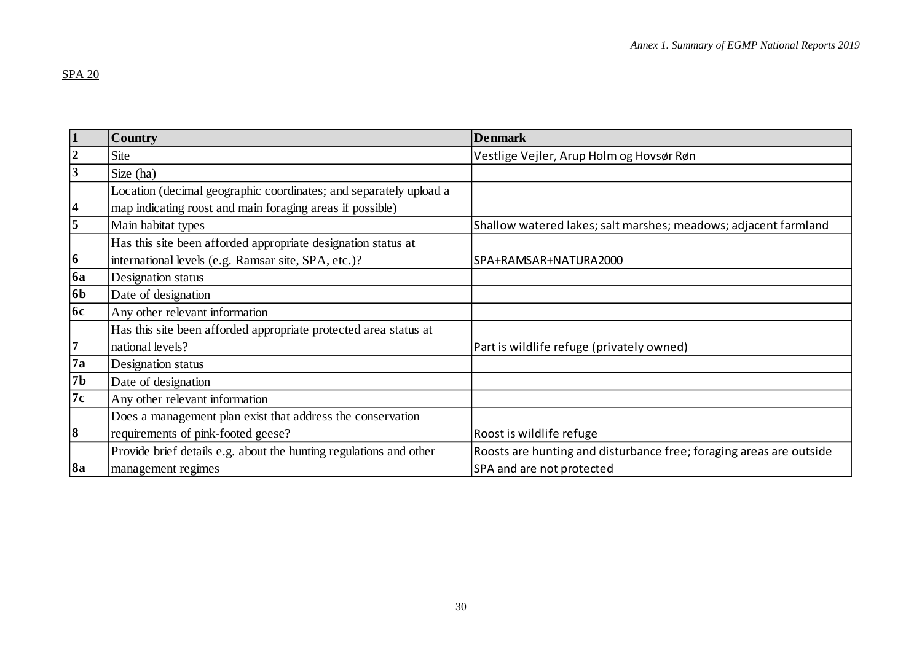SPA 20

| 1 | Country | Denmark |
|---|---|---|
| 2 | Site | Vestlige Vejler, Arup Holm og Hovsør Røn |
| 3 | Size (ha) | |
| 4 | Location (decimal geographic coordinates; and separately upload a map indicating roost and main foraging areas if possible) | |
| 5 | Main habitat types | Shallow watered lakes; salt marshes; meadows; adjacent farmland |
| 6 | Has this site been afforded appropriate designation status at international levels (e.g. Ramsar site, SPA, etc.)? | SPA+RAMSAR+NATURA2000 |
| 6a | Designation status | |
| 6b | Date of designation | |
| 6c | Any other relevant information | |
| 7 | Has this site been afforded appropriate protected area status at national levels? | Part is wildlife refuge (privately owned) |
| 7a | Designation status | |
| 7b | Date of designation | |
| 7c | Any other relevant information | |
| 8 | Does a management plan exist that address the conservation requirements of pink-footed geese? | Roost is wildlife refuge |
| 8a | Provide brief details e.g. about the hunting regulations and other management regimes | Roosts are hunting and disturbance free; foraging areas are outside SPA and are not protected |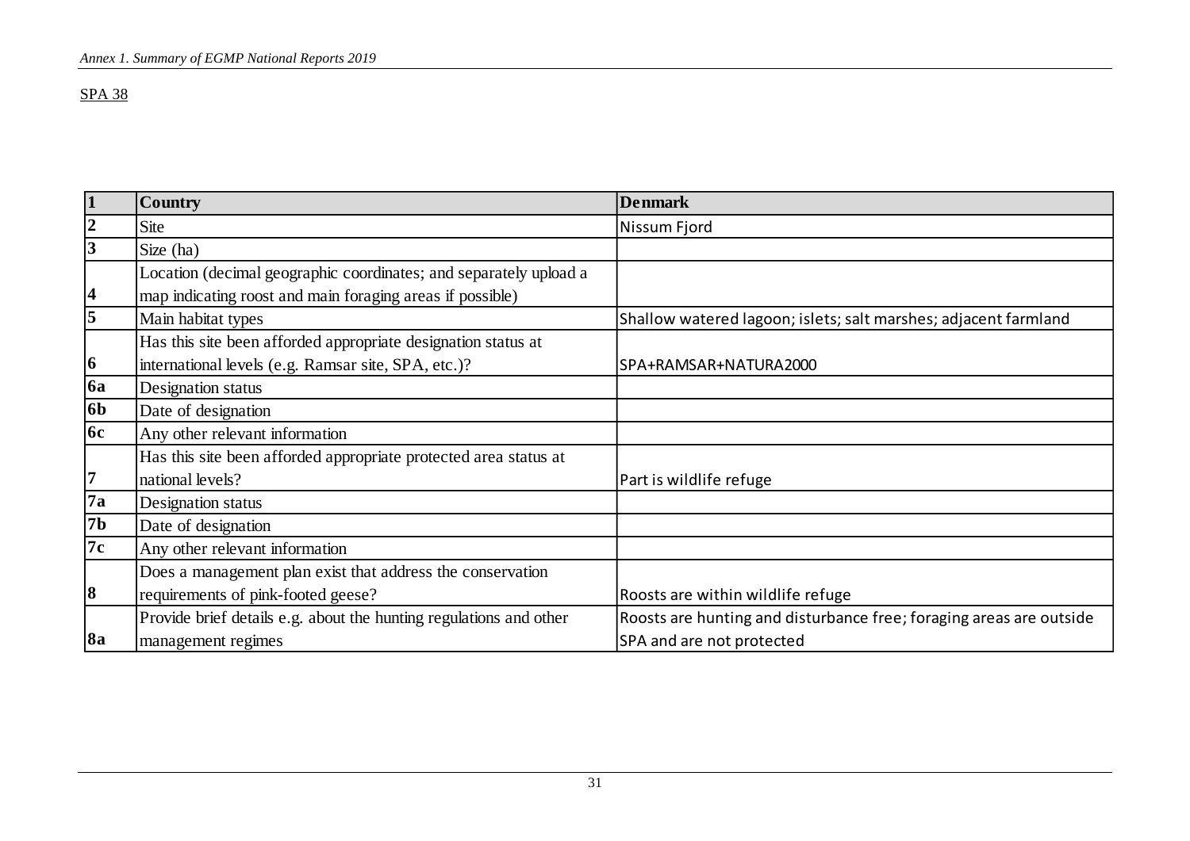SPA 38

| 1 | Country | Denmark |
|---|---|---|
| 2 | Site | Nissum Fjord |
| 3 | Size (ha) | |
| 4 | Location (decimal geographic coordinates; and separately upload a map indicating roost and main foraging areas if possible) | |
| 5 | Main habitat types | Shallow watered lagoon; islets; salt marshes; adjacent farmland |
| 6 | Has this site been afforded appropriate designation status at international levels (e.g. Ramsar site, SPA, etc.)? | SPA+RAMSAR+NATURA2000 |
| 6a | Designation status | |
| 6b | Date of designation | |
| 6c | Any other relevant information | |
| 7 | Has this site been afforded appropriate protected area status at national levels? | Part is wildlife refuge |
| 7a | Designation status | |
| 7b | Date of designation | |
| 7c | Any other relevant information | |
| 8 | Does a management plan exist that address the conservation requirements of pink-footed geese? | Roosts are within wildlife refuge |
| 8a | Provide brief details e.g. about the hunting regulations and other management regimes | Roosts are hunting and disturbance free; foraging areas are outside SPA and are not protected |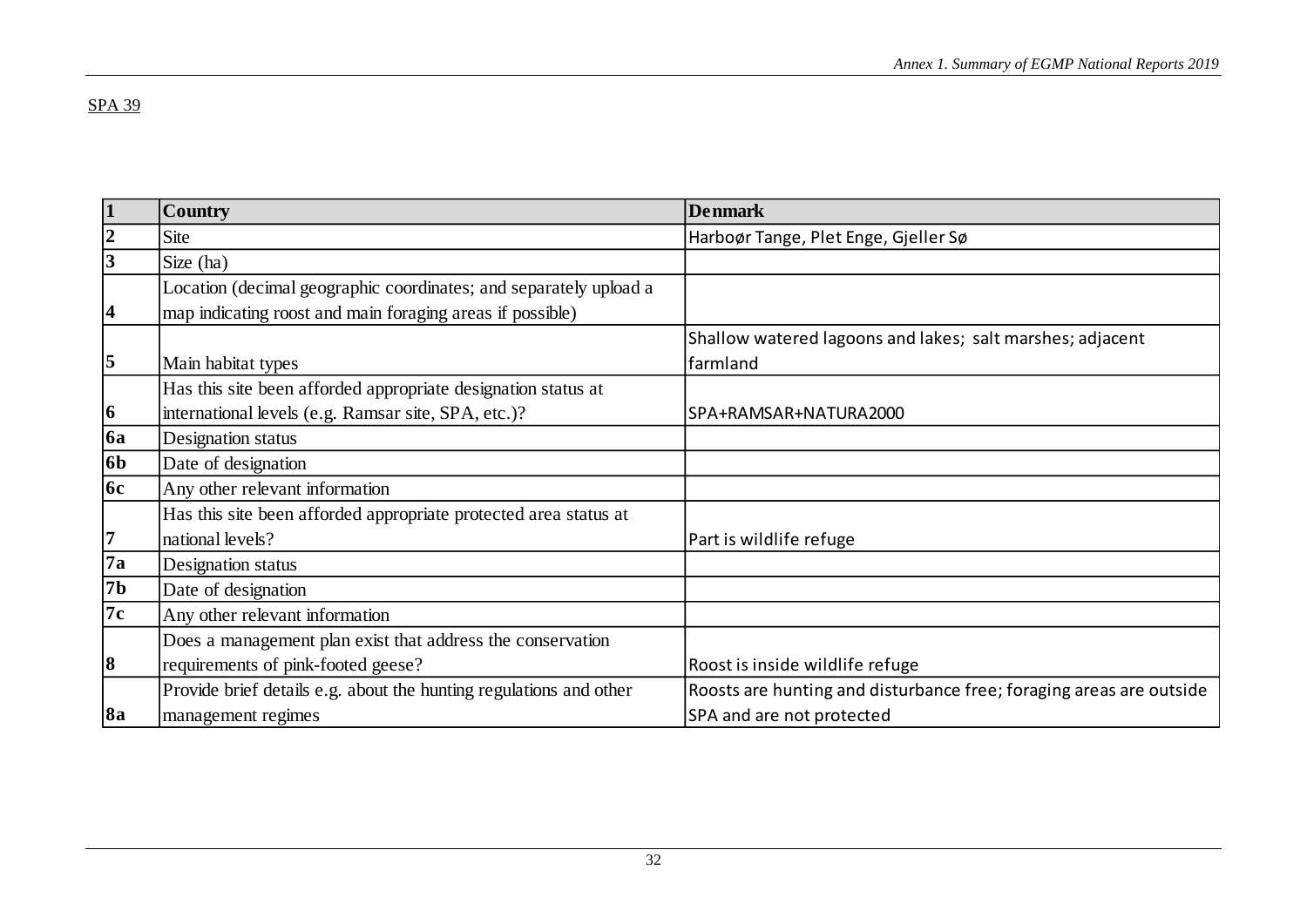SPA 39

| 1 | Country | Denmark |
|---|---|---|
| 2 | Site | Harboør Tange, Plet Enge, Gjeller Sø |
| 3 | Size (ha) | |
| 4 | Location (decimal geographic coordinates; and separately upload a map indicating roost and main foraging areas if possible) | |
| 5 | Main habitat types | Shallow watered lagoons and lakes; salt marshes; adjacent farmland |
| 6 | Has this site been afforded appropriate designation status at international levels (e.g. Ramsar site, SPA, etc.)? | SPA+RAMSAR+NATURA2000 |
| 6a | Designation status | |
| 6b | Date of designation | |
| 6c | Any other relevant information | |
| 7 | Has this site been afforded appropriate protected area status at national levels? | Part is wildlife refuge |
| 7a | Designation status | |
| 7b | Date of designation | |
| 7c | Any other relevant information | |
| 8 | Does a management plan exist that address the conservation requirements of pink-footed geese? | Roost is inside wildlife refuge |
| 8a | Provide brief details e.g. about the hunting regulations and other management regimes | Roosts are hunting and disturbance free; foraging areas are outside SPA and are not protected |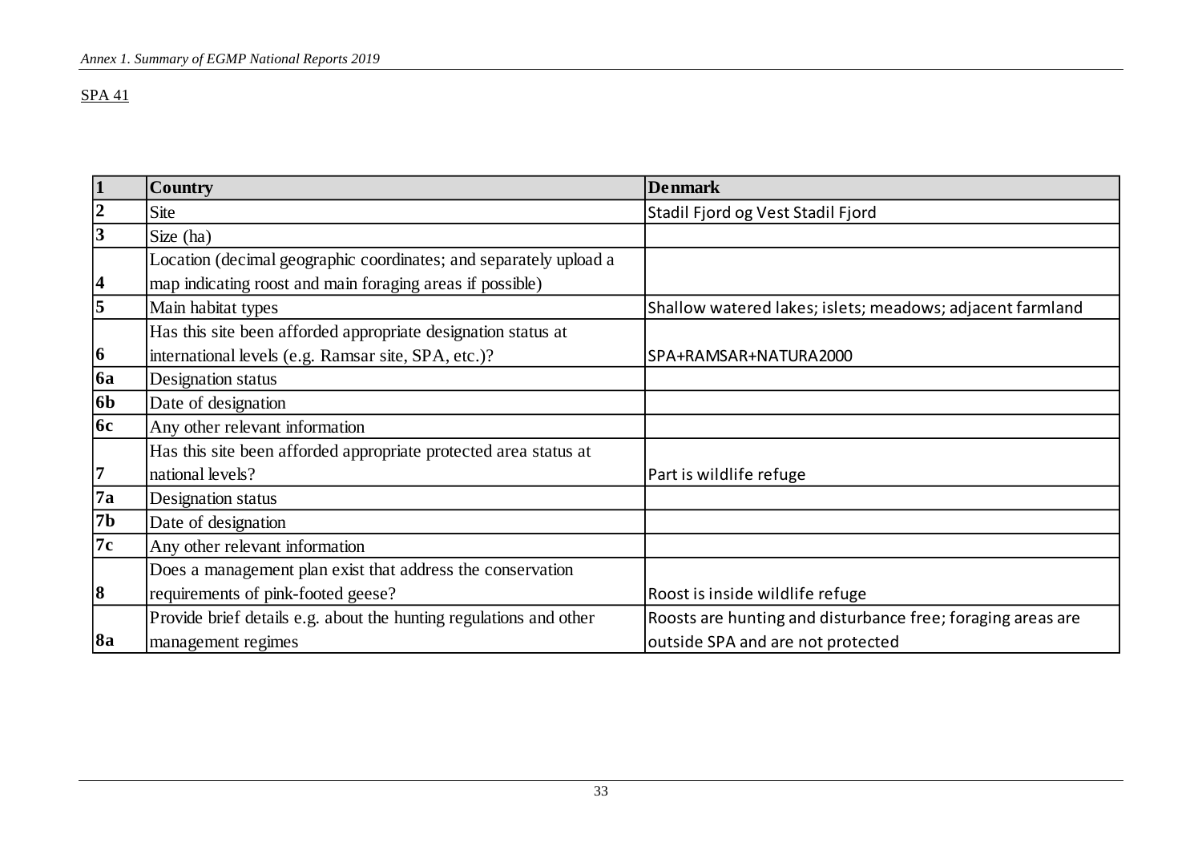SPA 41

| 1 | Country | Denmark |
|---|---|---|
| 2 | Site | Stadil Fjord og Vest Stadil Fjord |
| 3 | Size (ha) | |
| 4 | Location (decimal geographic coordinates; and separately upload a map indicating roost and main foraging areas if possible) | |
| 5 | Main habitat types | Shallow watered lakes; islets; meadows; adjacent farmland |
| 6 | Has this site been afforded appropriate designation status at international levels (e.g. Ramsar site, SPA, etc.)? | SPA+RAMSAR+NATURA2000 |
| 6a | Designation status | |
| 6b | Date of designation | |
| 6c | Any other relevant information | |
| 7 | Has this site been afforded appropriate protected area status at national levels? | Part is wildlife refuge |
| 7a | Designation status | |
| 7b | Date of designation | |
| 7c | Any other relevant information | |
| 8 | Does a management plan exist that address the conservation requirements of pink-footed geese? | Roost is inside wildlife refuge |
| 8a | Provide brief details e.g. about the hunting regulations and other management regimes | Roosts are hunting and disturbance free; foraging areas are outside SPA and are not protected |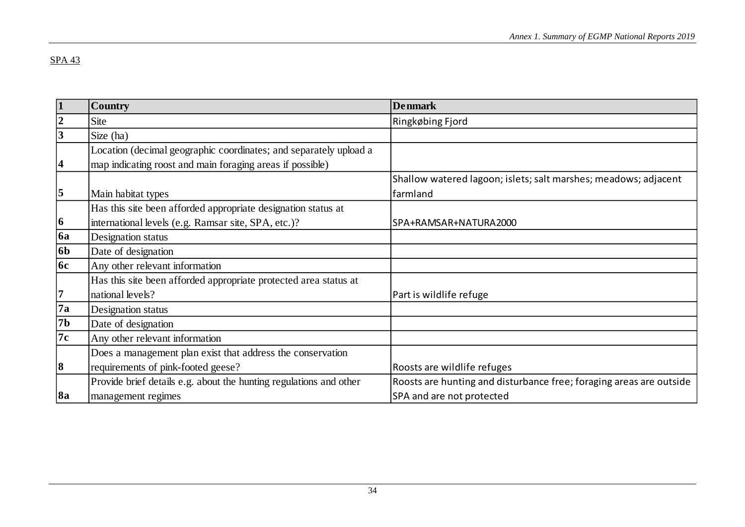SPA 43

| 1 | **Country** | **Denmark** |
|---|---|---|
| 2 | Site | Ringkøbing Fjord |
| 3 | Size (ha) | |
| 4 | Location (decimal geographic coordinates; and separately upload a map indicating roost and main foraging areas if possible) | |
| 5 | Main habitat types | Shallow watered lagoon; islets; salt marshes; meadows; adjacent farmland |
| 6 | Has this site been afforded appropriate designation status at international levels (e.g. Ramsar site, SPA, etc.)? | SPA+RAMSAR+NATURA2000 |
| 6a | Designation status | |
| 6b | Date of designation | |
| 6c | Any other relevant information | |
| 7 | Has this site been afforded appropriate protected area status at national levels? | Part is wildlife refuge |
| 7a | Designation status | |
| 7b | Date of designation | |
| 7c | Any other relevant information | |
| 8 | Does a management plan exist that address the conservation requirements of pink-footed geese? | Roosts are wildlife refuges |
| 8a | Provide brief details e.g. about the hunting regulations and other management regimes | Roosts are hunting and disturbance free; foraging areas are outside SPA and are not protected |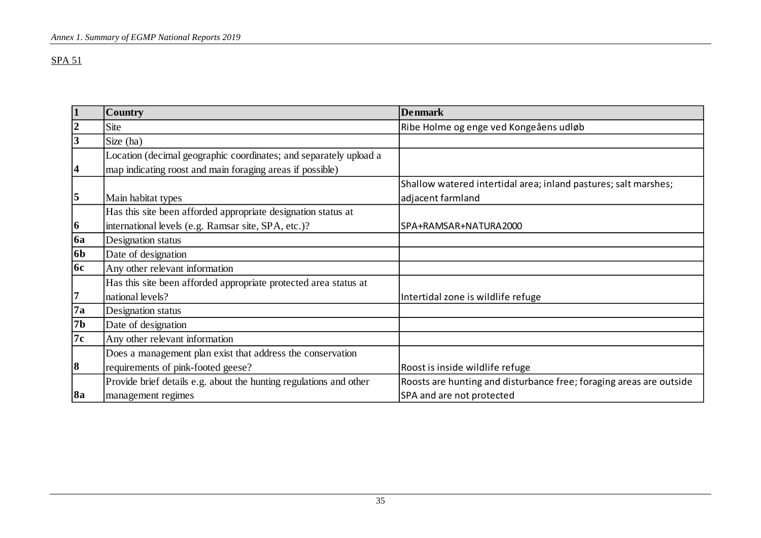SPA 51

| 1 | Country | Denmark |
|---|---|---|
| 2 | Site | Ribe Holme og enge ved Kongeåens udløb |
| 3 | Size (ha) | |
| 4 | Location (decimal geographic coordinates; and separately upload a map indicating roost and main foraging areas if possible) | |
| 5 | Main habitat types | Shallow watered intertidal area; inland pastures; salt marshes; adjacent farmland |
| 6 | Has this site been afforded appropriate designation status at international levels (e.g. Ramsar site, SPA, etc.)? | SPA+RAMSAR+NATURA2000 |
| 6a | Designation status | |
| 6b | Date of designation | |
| 6c | Any other relevant information | |
| 7 | Has this site been afforded appropriate protected area status at national levels? | Intertidal zone is wildlife refuge |
| 7a | Designation status | |
| 7b | Date of designation | |
| 7c | Any other relevant information | |
| 8 | Does a management plan exist that address the conservation requirements of pink-footed geese? | Roost is inside wildlife refuge |
| 8a | Provide brief details e.g. about the hunting regulations and other management regimes | Roosts are hunting and disturbance free; foraging areas are outside SPA and are not protected |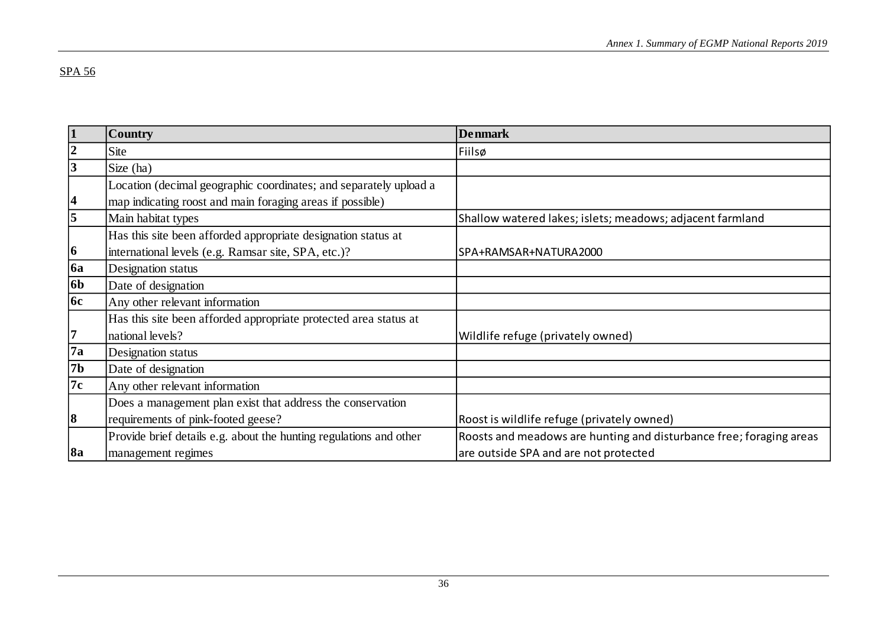SPA 56

| 1 | Country | Denmark |
|---|---|---|
| 2 | Site | Fiilsø |
| 3 | Size (ha) | |
| 4 | Location (decimal geographic coordinates; and separately upload a map indicating roost and main foraging areas if possible) | |
| 5 | Main habitat types | Shallow watered lakes; islets; meadows; adjacent farmland |
| 6 | Has this site been afforded appropriate designation status at international levels (e.g. Ramsar site, SPA, etc.)? | SPA+RAMSAR+NATURA2000 |
| 6a | Designation status | |
| 6b | Date of designation | |
| 6c | Any other relevant information | |
| 7 | Has this site been afforded appropriate protected area status at national levels? | Wildlife refuge (privately owned) |
| 7a | Designation status | |
| 7b | Date of designation | |
| 7c | Any other relevant information | |
| 8 | Does a management plan exist that address the conservation requirements of pink-footed geese? | Roost is wildlife refuge (privately owned) |
| 8a | Provide brief details e.g. about the hunting regulations and other management regimes | Roosts and meadows are hunting and disturbance free; foraging areas are outside SPA and are not protected |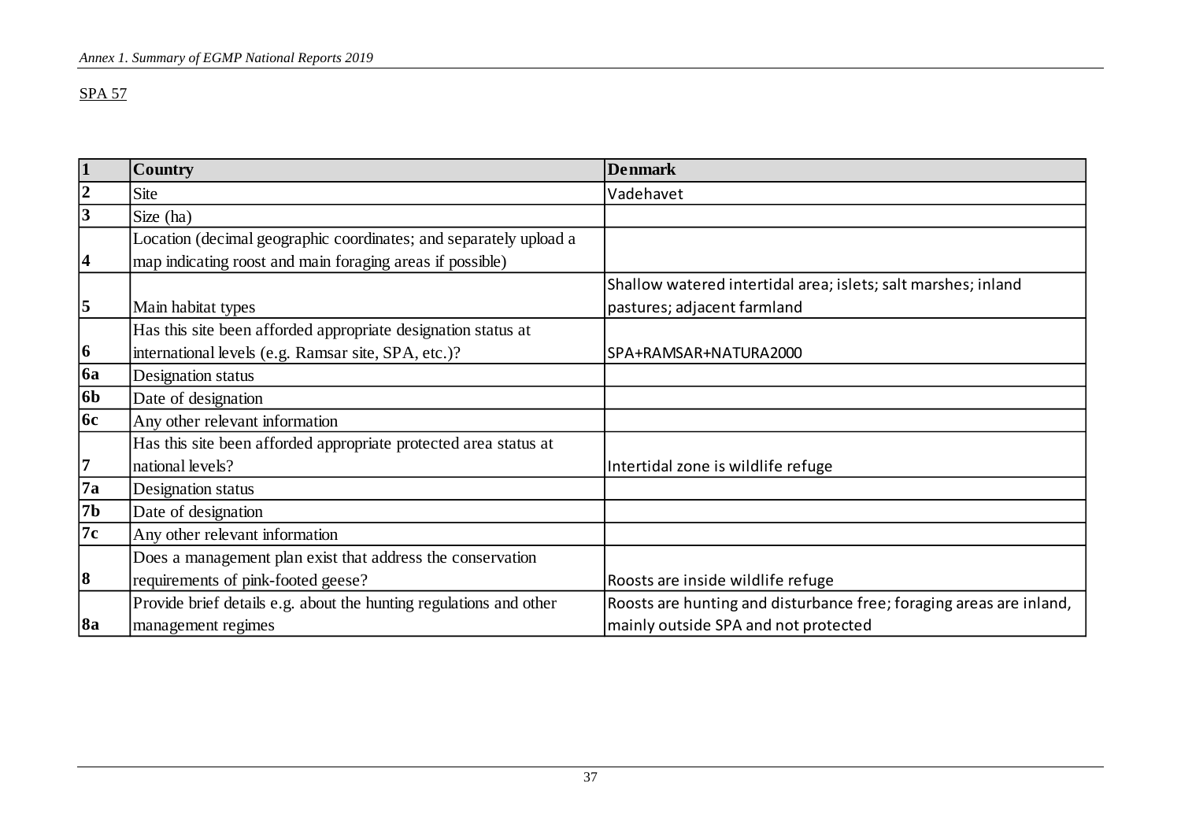SPA 57

| 1 | **Country** | **Denmark** |
|---|---|---|
| 2 | Site | Vadehavet |
| 3 | Size (ha) | |
| 4 | Location (decimal geographic coordinates; and separately upload a map indicating roost and main foraging areas if possible) | |
| 5 | Main habitat types | Shallow watered intertidal area; islets; salt marshes; inland pastures; adjacent farmland |
| 6 | Has this site been afforded appropriate designation status at international levels (e.g. Ramsar site, SPA, etc.)? | SPA+RAMSAR+NATURA2000 |
| 6a | Designation status | |
| 6b | Date of designation | |
| 6c | Any other relevant information | |
| 7 | Has this site been afforded appropriate protected area status at national levels? | Intertidal zone is wildlife refuge |
| 7a | Designation status | |
| 7b | Date of designation | |
| 7c | Any other relevant information | |
| 8 | Does a management plan exist that address the conservation requirements of pink-footed geese? | Roosts are inside wildlife refuge |
| 8a | Provide brief details e.g. about the hunting regulations and other management regimes | Roosts are hunting and disturbance free; foraging areas are inland, mainly outside SPA and not protected |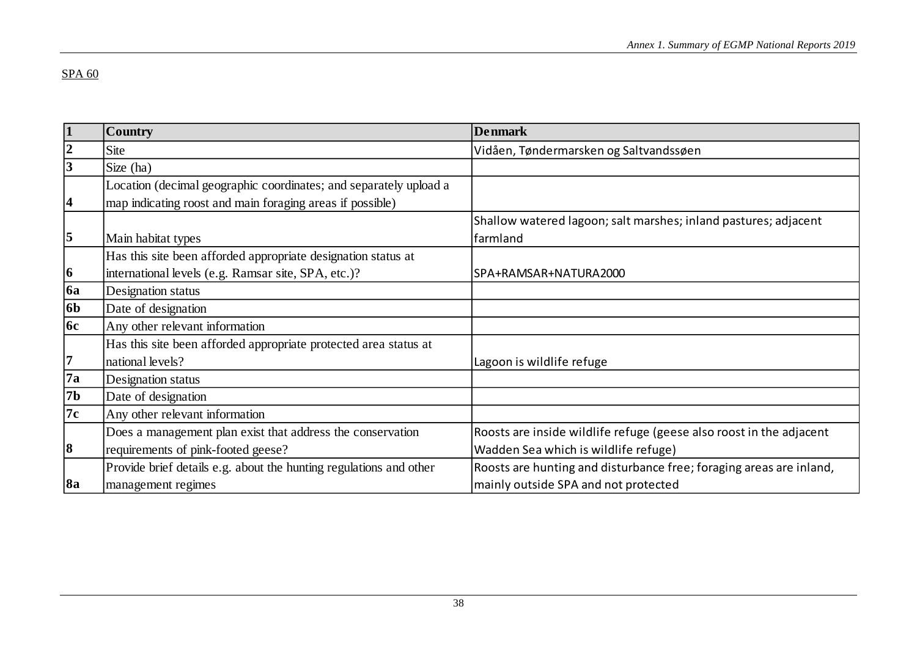SPA 60

| 1 | Country | Denmark |
| --- | --- | --- |
| 2 | Site | Vidåen, Tøndermarsken og Saltvandssøen |
| 3 | Size (ha) | |
| 4 | Location (decimal geographic coordinates; and separately upload a map indicating roost and main foraging areas if possible) | |
| 5 | Main habitat types | Shallow watered lagoon; salt marshes; inland pastures; adjacent farmland |
| 6 | Has this site been afforded appropriate designation status at international levels (e.g. Ramsar site, SPA, etc.)? | SPA+RAMSAR+NATURA2000 |
| 6a | Designation status | |
| 6b | Date of designation | |
| 6c | Any other relevant information | |
| 7 | Has this site been afforded appropriate protected area status at national levels? | Lagoon is wildlife refuge |
| 7a | Designation status | |
| 7b | Date of designation | |
| 7c | Any other relevant information | |
| 8 | Does a management plan exist that address the conservation requirements of pink-footed geese? | Roosts are inside wildlife refuge (geese also roost in the adjacent Wadden Sea which is wildlife refuge) |
| 8a | Provide brief details e.g. about the hunting regulations and other management regimes | Roosts are hunting and disturbance free; foraging areas are inland, mainly outside SPA and not protected |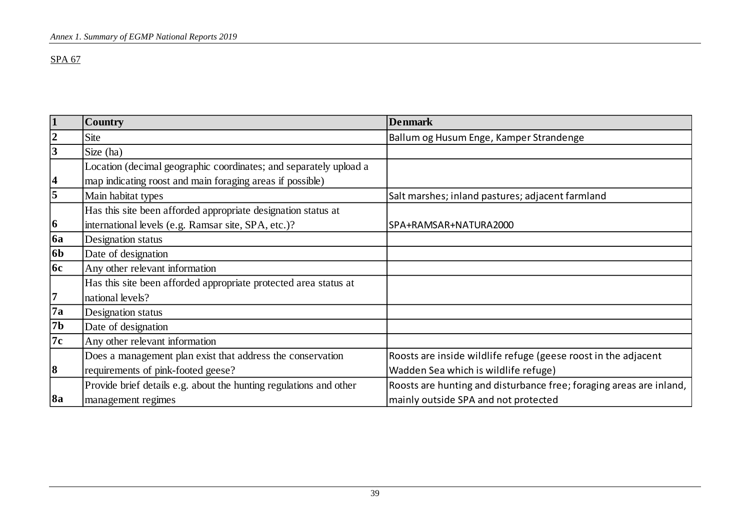SPA 67

| 1 | Country | Denmark |
|---|---|---|
| 2 | Site | Ballum og Husum Enge, Kamper Strandenge |
| 3 | Size (ha) | |
| 4 | Location (decimal geographic coordinates; and separately upload a map indicating roost and main foraging areas if possible) | |
| 5 | Main habitat types | Salt marshes; inland pastures; adjacent farmland |
| 6 | Has this site been afforded appropriate designation status at international levels (e.g. Ramsar site, SPA, etc.)? | SPA+RAMSAR+NATURA2000 |
| 6a | Designation status | |
| 6b | Date of designation | |
| 6c | Any other relevant information | |
| 7 | Has this site been afforded appropriate protected area status at national levels? | |
| 7a | Designation status | |
| 7b | Date of designation | |
| 7c | Any other relevant information | |
| 8 | Does a management plan exist that address the conservation requirements of pink-footed geese? | Roosts are inside wildlife refuge (geese roost in the adjacent Wadden Sea which is wildlife refuge) |
| 8a | Provide brief details e.g. about the hunting regulations and other management regimes | Roosts are hunting and disturbance free; foraging areas are inland, mainly outside SPA and not protected |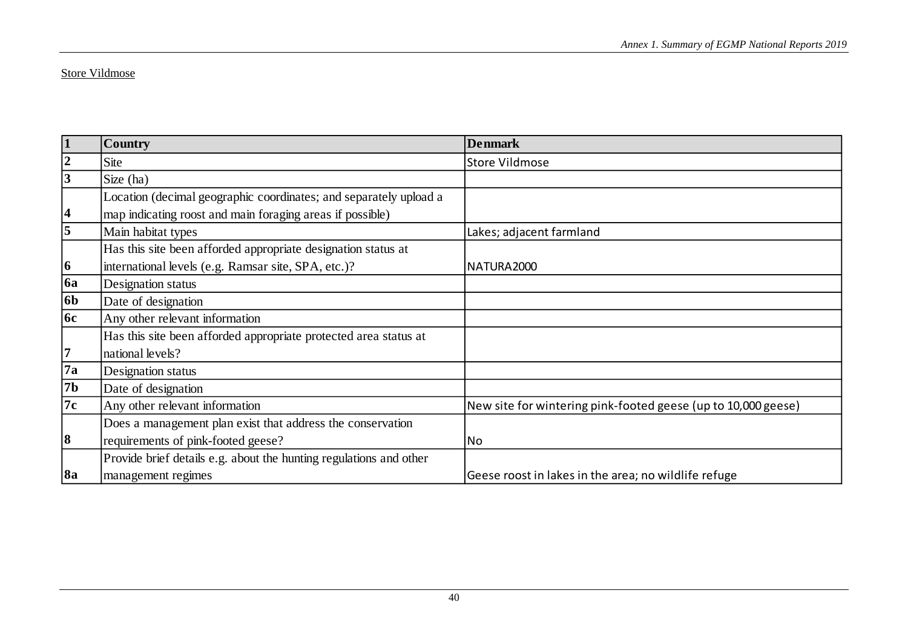Store Vildmose

| 1 | **Country** | **Denmark** |
|---|---|---|
| 2 | Site | Store Vildmose |
| 3 | Size (ha) | |
| 4 | Location (decimal geographic coordinates; and separately upload a map indicating roost and main foraging areas if possible) | |
| 5 | Main habitat types | Lakes; adjacent farmland |
| 6 | Has this site been afforded appropriate designation status at international levels (e.g. Ramsar site, SPA, etc.)? | NATURA2000 |
| 6a | Designation status | |
| 6b | Date of designation | |
| 6c | Any other relevant information | |
| 7 | Has this site been afforded appropriate protected area status at national levels? | |
| 7a | Designation status | |
| 7b | Date of designation | |
| 7c | Any other relevant information | New site for wintering pink-footed geese (up to 10,000 geese) |
| 8 | Does a management plan exist that address the conservation requirements of pink-footed geese? | No |
| 8a | Provide brief details e.g. about the hunting regulations and other management regimes | Geese roost in lakes in the area; no wildlife refuge |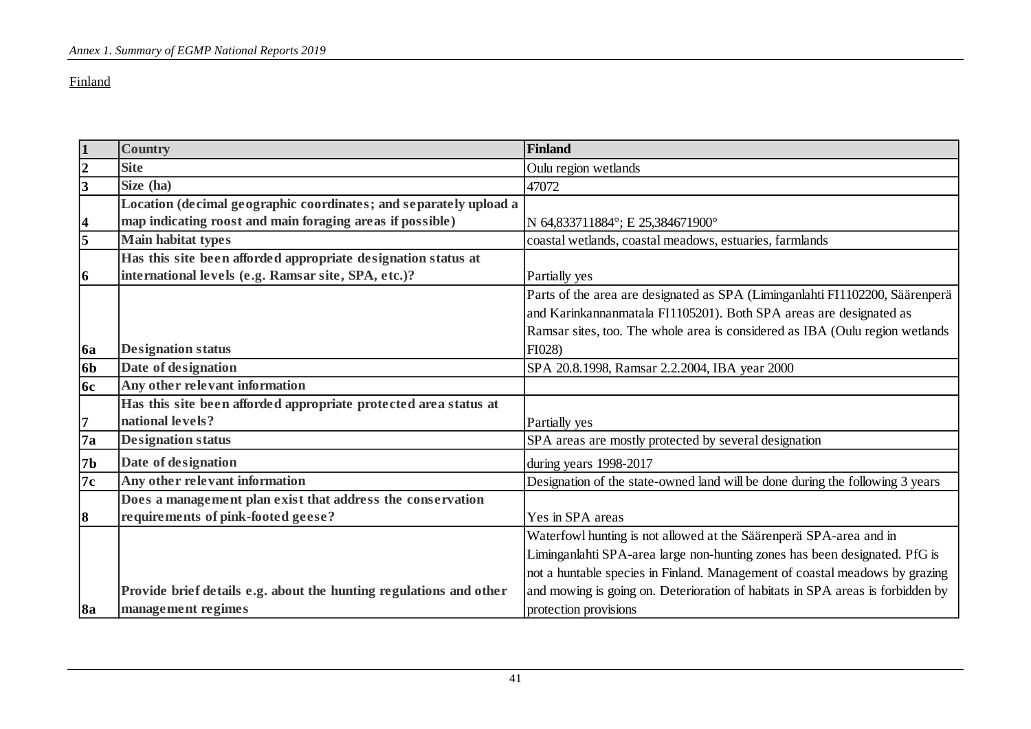Finland

| 1 | Country | Finland |
|---|---|---|
| 2 | Site | Oulu region wetlands |
| 3 | Size (ha) | 47072 |
| 4 | Location (decimal geographic coordinates; and separately upload a map indicating roost and main foraging areas if possible) | N 64,833711884°; E 25,384671900° |
| 5 | Main habitat types | coastal wetlands, coastal meadows, estuaries, farmlands |
| 6 | Has this site been afforded appropriate designation status at international levels (e.g. Ramsar site, SPA, etc.)? | Partially yes |
| 6a | Designation status | Parts of the area are designated as SPA (Liminganlahti FI1102200, Säärenperä and Karinkannanmatala FI1105201). Both SPA areas are designated as Ramsar sites, too. The whole area is considered as IBA (Oulu region wetlands FI028) |
| 6b | Date of designation | SPA 20.8.1998, Ramsar 2.2.2004, IBA year 2000 |
| 6c | Any other relevant information | |
| 7 | Has this site been afforded appropriate protected area status at national levels? | Partially yes |
| 7a | Designation status | SPA areas are mostly protected by several designation |
| 7b | Date of designation | during years 1998-2017 |
| 7c | Any other relevant information | Designation of the state-owned land will be done during the following 3 years |
| 8 | Does a management plan exist that address the conservation requirements of pink-footed geese? | Yes in SPA areas |
| 8a | Provide brief details e.g. about the hunting regulations and other management regimes | Waterfowl hunting is not allowed at the Säärenperä SPA-area and in Liminganlahti SPA-area large non-hunting zones has been designated. PfG is not a huntable species in Finland. Management of coastal meadows by grazing and mowing is going on. Deterioration of habitats in SPA areas is forbidden by protection provisions |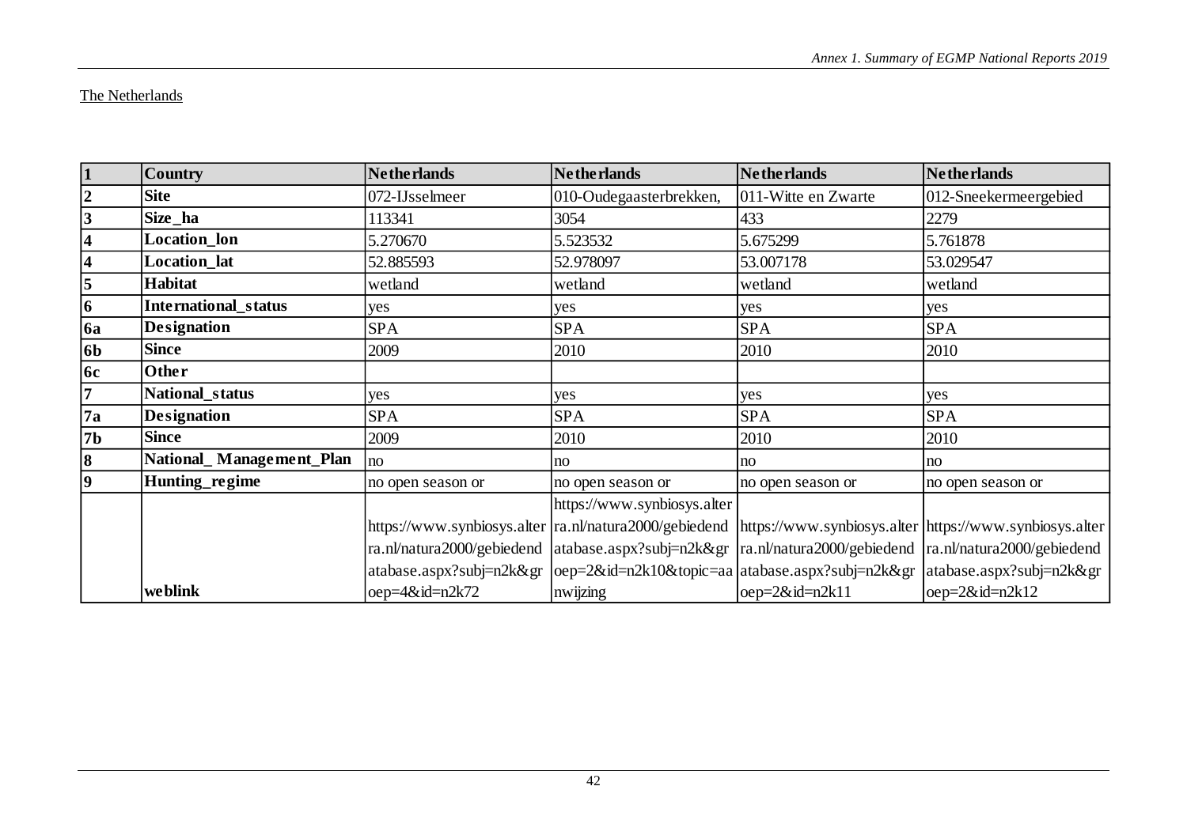The Netherlands

| 1 | Country | Netherlands | Netherlands | Netherlands | Netherlands |
|---|---|---|---|---|---|
| 2 | Site | 072-IJsselmeer | 010-Oudegaasterbrekken, | 011-Witte en Zwarte | 012-Sneekermeergebied |
| 3 | Size_ha | 113341 | 3054 | 433 | 2279 |
| 4 | Location_lon | 5.270670 | 5.523532 | 5.675299 | 5.761878 |
| 4 | Location_lat | 52.885593 | 52.978097 | 53.007178 | 53.029547 |
| 5 | Habitat | wetland | wetland | wetland | wetland |
| 6 | International_status | yes | yes | yes | yes |
| 6a | Designation | SPA | SPA | SPA | SPA |
| 6b | Since | 2009 | 2010 | 2010 | 2010 |
| 6c | Other | | | | |
| 7 | National_status | yes | yes | yes | yes |
| 7a | Designation | SPA | SPA | SPA | SPA |
| 7b | Since | 2009 | 2010 | 2010 | 2010 |
| 8 | National_ Management_Plan | no | no | no | no |
| 9 | Hunting_regime | no open season or | no open season or | no open season or | no open season or |
| | weblink | https://www.synbiosys.alterra.nl/natura2000/gebiedendatabase.aspx?subj=n2k&groep=4&id=n2k72 | https://www.synbiosys.alterra.nl/natura2000/gebiedendatabase.aspx?subj=n2k&groep=2&id=n2k10&topic=aanwijzing | https://www.synbiosys.alterra.nl/natura2000/gebiedendatabase.aspx?subj=n2k&groep=2&id=n2k11 | https://www.synbiosys.alterra.nl/natura2000/gebiedendatabase.aspx?subj=n2k&groep=2&id=n2k12 |